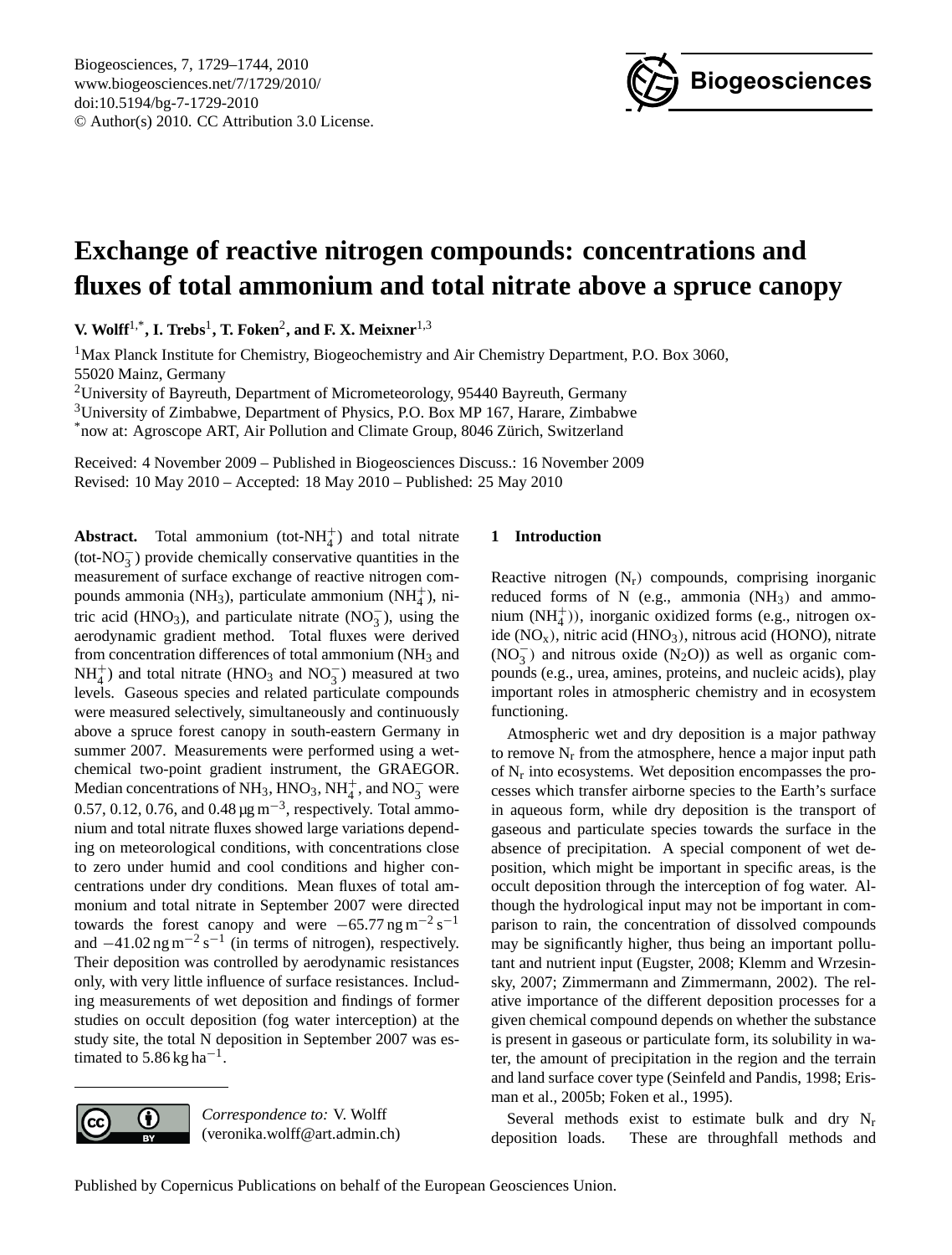# Exchange of reactive nitrogen compounds: concentrations and fluxes of total ammonium and total nitrate above a spruce canopy

**V. Wolff**[1,*]**, I. Trebs**[1]**, T. Foken**[2]**, and F. X. Meixner**[1,3]

[1]Max Planck Institute for Chemistry, Biogeochemistry and Air Chemistry Department, P.O. Box 3060, 55020 Mainz, Germany

[2]University of Bayreuth, Department of Micrometeorology, 95440 Bayreuth, Germany

[3]University of Zimbabwe, Department of Physics, P.O. Box MP 167, Harare, Zimbabwe

[*]now at: Agroscope ART, Air Pollution and Climate Group, 8046 Zürich, Switzerland

Received: 4 November 2009 – Published in Biogeosciences Discuss.: 16 November 2009
Revised: 10 May 2010 – Accepted: 18 May 2010 – Published: 25 May 2010

**Abstract.** Total ammonium (tot-$NH_4^+$) and total nitrate (tot-$NO_3^-$) provide chemically conservative quantities in the measurement of surface exchange of reactive nitrogen compounds ammonia ($NH_3$), particulate ammonium ($NH_4^+$), nitric acid ($HNO_3$), and particulate nitrate ($NO_3^-$), using the aerodynamic gradient method. Total fluxes were derived from concentration differences of total ammonium ($NH_3$ and $NH_4^+$) and total nitrate ($HNO_3$ and $NO_3^-$) measured at two levels. Gaseous species and related particulate compounds were measured selectively, simultaneously and continuously above a spruce forest canopy in south-eastern Germany in summer 2007. Measurements were performed using a wet-chemical two-point gradient instrument, the GRAEGOR. Median concentrations of $NH_3$, $HNO_3$, $NH_4^+$, and $NO_3^-$ were 0.57, 0.12, 0.76, and 0.48 $\mu g\,m^{-3}$, respectively. Total ammonium and total nitrate fluxes showed large variations depending on meteorological conditions, with concentrations close to zero under humid and cool conditions and higher concentrations under dry conditions. Mean fluxes of total ammonium and total nitrate in September 2007 were directed towards the forest canopy and were $-65.77\,ng\,m^{-2}\,s^{-1}$ and $-41.02\,ng\,m^{-2}\,s^{-1}$ (in terms of nitrogen), respectively. Their deposition was controlled by aerodynamic resistances only, with very little influence of surface resistances. Including measurements of wet deposition and findings of former studies on occult deposition (fog water interception) at the study site, the total N deposition in September 2007 was estimated to 5.86 $kg\,ha^{-1}$.

*Correspondence to:* V. Wolff (veronika.wolff@art.admin.ch)

## 1 Introduction

Reactive nitrogen ($N_r$) compounds, comprising inorganic reduced forms of N (e.g., ammonia ($NH_3$) and ammonium ($NH_4^+$)), inorganic oxidized forms (e.g., nitrogen oxide ($NO_x$), nitric acid ($HNO_3$), nitrous acid (HONO), nitrate ($NO_3^-$) and nitrous oxide ($N_2O$)) as well as organic compounds (e.g., urea, amines, proteins, and nucleic acids), play important roles in atmospheric chemistry and in ecosystem functioning.

Atmospheric wet and dry deposition is a major pathway to remove $N_r$ from the atmosphere, hence a major input path of $N_r$ into ecosystems. Wet deposition encompasses the processes which transfer airborne species to the Earth's surface in aqueous form, while dry deposition is the transport of gaseous and particulate species towards the surface in the absence of precipitation. A special component of wet deposition, which might be important in specific areas, is the occult deposition through the interception of fog water. Although the hydrological input may not be important in comparison to rain, the concentration of dissolved compounds may be significantly higher, thus being an important pollutant and nutrient input (Eugster, 2008; Klemm and Wrzesinsky, 2007; Zimmermann and Zimmermann, 2002). The relative importance of the different deposition processes for a given chemical compound depends on whether the substance is present in gaseous or particulate form, its solubility in water, the amount of precipitation in the region and the terrain and land surface cover type (Seinfeld and Pandis, 1998; Erisman et al., 2005b; Foken et al., 1995).

Several methods exist to estimate bulk and dry $N_r$ deposition loads. These are throughfall methods and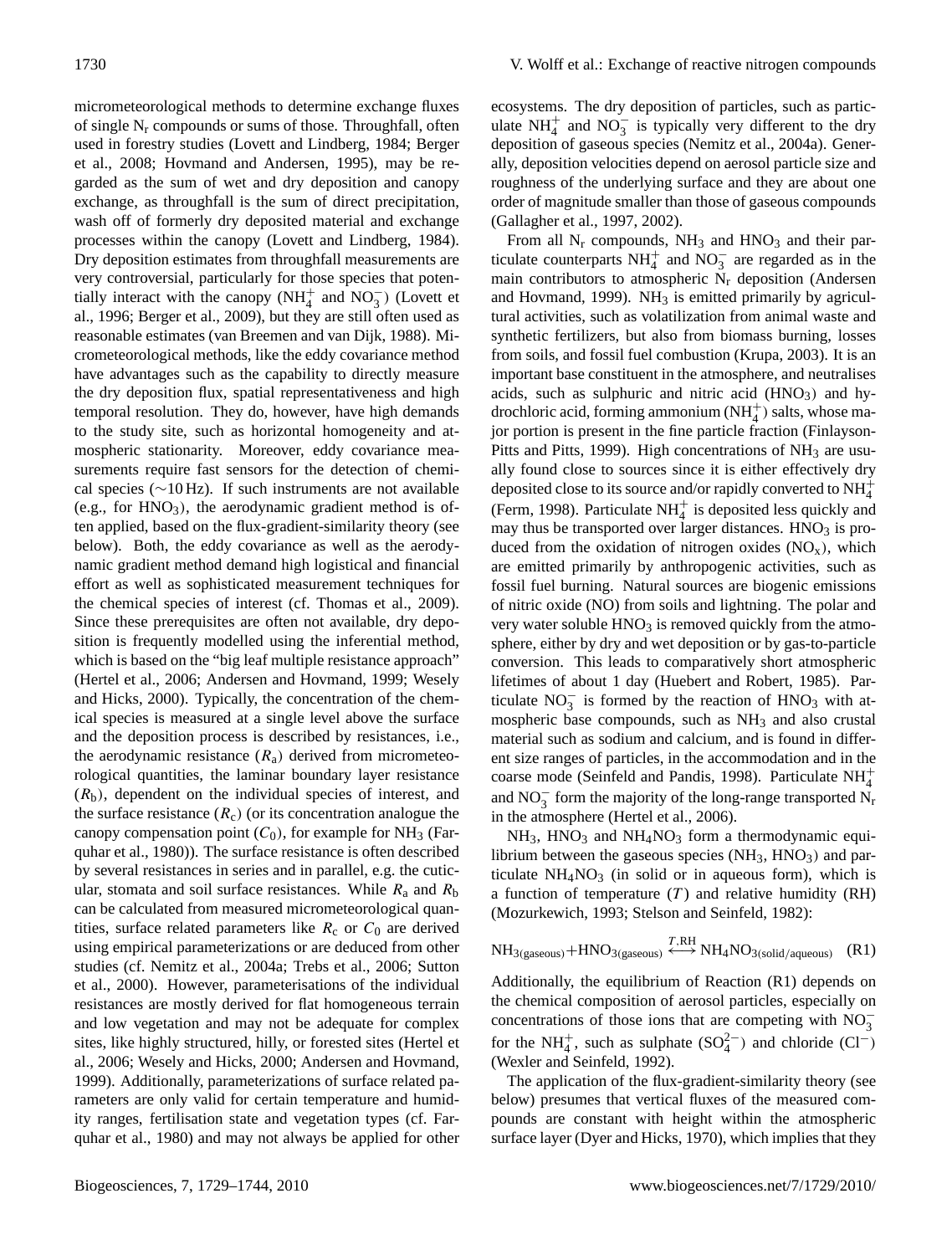micrometeorological methods to determine exchange fluxes of single $N_r$ compounds or sums of those. Throughfall, often used in forestry studies (Lovett and Lindberg, 1984; Berger et al., 2008; Hovmand and Andersen, 1995), may be regarded as the sum of wet and dry deposition and canopy exchange, as throughfall is the sum of direct precipitation, wash off of formerly dry deposited material and exchange processes within the canopy (Lovett and Lindberg, 1984). Dry deposition estimates from throughfall measurements are very controversial, particularly for those species that potentially interact with the canopy ($NH_4^+$ and $NO_3^-$) (Lovett et al., 1996; Berger et al., 2009), but they are still often used as reasonable estimates (van Breemen and van Dijk, 1988). Micrometeorological methods, like the eddy covariance method have advantages such as the capability to directly measure the dry deposition flux, spatial representativeness and high temporal resolution. They do, however, have high demands to the study site, such as horizontal homogeneity and atmospheric stationarity. Moreover, eddy covariance measurements require fast sensors for the detection of chemical species (~10 Hz). If such instruments are not available (e.g., for $HNO_3$), the aerodynamic gradient method is often applied, based on the flux-gradient-similarity theory (see below). Both, the eddy covariance as well as the aerodynamic gradient method demand high logistical and financial effort as well as sophisticated measurement techniques for the chemical species of interest (cf. Thomas et al., 2009). Since these prerequisites are often not available, dry deposition is frequently modelled using the inferential method, which is based on the "big leaf multiple resistance approach" (Hertel et al., 2006; Andersen and Hovmand, 1999; Wesely and Hicks, 2000). Typically, the concentration of the chemical species is measured at a single level above the surface and the deposition process is described by resistances, i.e., the aerodynamic resistance ($R_a$) derived from micrometeorological quantities, the laminar boundary layer resistance ($R_b$), dependent on the individual species of interest, and the surface resistance ($R_c$) (or its concentration analogue the canopy compensation point ($C_0$), for example for $NH_3$ (Farquhar et al., 1980)). The surface resistance is often described by several resistances in series and in parallel, e.g. the cuticular, stomata and soil surface resistances. While $R_a$ and $R_b$ can be calculated from measured micrometeorological quantities, surface related parameters like $R_c$ or $C_0$ are derived using empirical parameterizations or are deduced from other studies (cf. Nemitz et al., 2004a; Trebs et al., 2006; Sutton et al., 2000). However, parameterisations of the individual resistances are mostly derived for flat homogeneous terrain and low vegetation and may not be adequate for complex sites, like highly structured, hilly, or forested sites (Hertel et al., 2006; Wesely and Hicks, 2000; Andersen and Hovmand, 1999). Additionally, parameterizations of surface related parameters are only valid for certain temperature and humidity ranges, fertilisation state and vegetation types (cf. Farquhar et al., 1980) and may not always be applied for other ecosystems. The dry deposition of particles, such as particulate $NH_4^+$ and $NO_3^-$ is typically very different to the dry deposition of gaseous species (Nemitz et al., 2004a). Generally, deposition velocities depend on aerosol particle size and roughness of the underlying surface and they are about one order of magnitude smaller than those of gaseous compounds (Gallagher et al., 1997, 2002).

From all $N_r$ compounds, $NH_3$ and $HNO_3$ and their particulate counterparts $NH_4^+$ and $NO_3^-$ are regarded as in the main contributors to atmospheric $N_r$ deposition (Andersen and Hovmand, 1999). $NH_3$ is emitted primarily by agricultural activities, such as volatilization from animal waste and synthetic fertilizers, but also from biomass burning, losses from soils, and fossil fuel combustion (Krupa, 2003). It is an important base constituent in the atmosphere, and neutralises acids, such as sulphuric and nitric acid ($HNO_3$) and hydrochloric acid, forming ammonium ($NH_4^+$) salts, whose major portion is present in the fine particle fraction (Finlayson-Pitts and Pitts, 1999). High concentrations of $NH_3$ are usually found close to sources since it is either effectively dry deposited close to its source and/or rapidly converted to $NH_4^+$ (Ferm, 1998). Particulate $NH_4^+$ is deposited less quickly and may thus be transported over larger distances. $HNO_3$ is produced from the oxidation of nitrogen oxides ($NO_x$), which are emitted primarily by anthropogenic activities, such as fossil fuel burning. Natural sources are biogenic emissions of nitric oxide (NO) from soils and lightning. The polar and very water soluble $HNO_3$ is removed quickly from the atmosphere, either by dry and wet deposition or by gas-to-particle conversion. This leads to comparatively short atmospheric lifetimes of about 1 day (Huebert and Robert, 1985). Particulate $NO_3^-$ is formed by the reaction of $HNO_3$ with atmospheric base compounds, such as $NH_3$ and also crustal material such as sodium and calcium, and is found in different size ranges of particles, in the accommodation and in the coarse mode (Seinfeld and Pandis, 1998). Particulate $NH_4^+$ and $NO_3^-$ form the majority of the long-range transported $N_r$ in the atmosphere (Hertel et al., 2006).

$NH_3$, $HNO_3$ and $NH_4NO_3$ form a thermodynamic equilibrium between the gaseous species ($NH_3$, $HNO_3$) and particulate $NH_4NO_3$ (in solid or in aqueous form), which is a function of temperature ($T$) and relative humidity (RH) (Mozurkewich, 1993; Stelson and Seinfeld, 1982):

$$NH_{3(\mathrm{gaseous})} + HNO_{3(\mathrm{gaseous})} \overset{T,\mathrm{RH}}{\longleftrightarrow} NH_4NO_{3(\mathrm{solid/aqueous})} \quad \text{(R1)}$$

Additionally, the equilibrium of Reaction (R1) depends on the chemical composition of aerosol particles, especially on concentrations of those ions that are competing with $NO_3^-$ for the $NH_4^+$, such as sulphate ($SO_4^{2-}$) and chloride ($Cl^-$) (Wexler and Seinfeld, 1992).

The application of the flux-gradient-similarity theory (see below) presumes that vertical fluxes of the measured compounds are constant with height within the atmospheric surface layer (Dyer and Hicks, 1970), which implies that they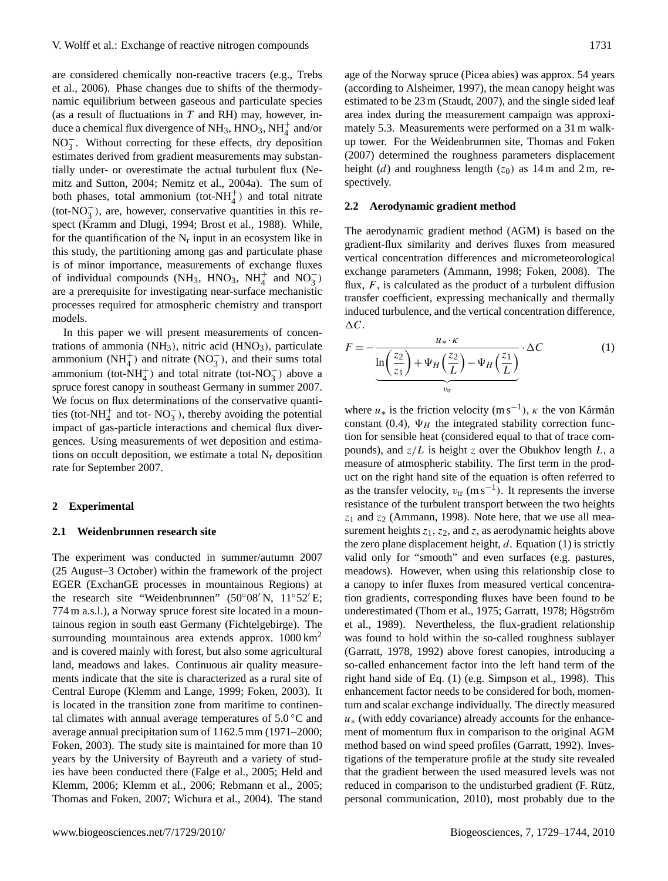are considered chemically non-reactive tracers (e.g., Trebs et al., 2006). Phase changes due to shifts of the thermodynamic equilibrium between gaseous and particulate species (as a result of fluctuations in $T$ and RH) may, however, induce a chemical flux divergence of $NH_3$, $HNO_3$, $NH_4^+$ and/or $NO_3^-$. Without correcting for these effects, dry deposition estimates derived from gradient measurements may substantially under- or overestimate the actual turbulent flux (Nemitz and Sutton, 2004; Nemitz et al., 2004a). The sum of both phases, total ammonium (tot-$NH_4^+$) and total nitrate (tot-$NO_3^-$), are, however, conservative quantities in this respect (Kramm and Dlugi, 1994; Brost et al., 1988). While, for the quantification of the $N_r$ input in an ecosystem like in this study, the partitioning among gas and particulate phase is of minor importance, measurements of exchange fluxes of individual compounds ($NH_3$, $HNO_3$, $NH_4^+$ and $NO_3^-$) are a prerequisite for investigating near-surface mechanistic processes required for atmospheric chemistry and transport models.

In this paper we will present measurements of concentrations of ammonia ($NH_3$), nitric acid ($HNO_3$), particulate ammonium ($NH_4^+$) and nitrate ($NO_3^-$), and their sums total ammonium (tot-$NH_4^+$) and total nitrate (tot-$NO_3^-$) above a spruce forest canopy in southeast Germany in summer 2007. We focus on flux determinations of the conservative quantities (tot-$NH_4^+$ and tot- $NO_3^-$), thereby avoiding the potential impact of gas-particle interactions and chemical flux divergences. Using measurements of wet deposition and estimations on occult deposition, we estimate a total $N_r$ deposition rate for September 2007.

## 2 Experimental

### 2.1 Weidenbrunnen research site

The experiment was conducted in summer/autumn 2007 (25 August–3 October) within the framework of the project EGER (ExchanGE processes in mountainous Regions) at the research site "Weidenbrunnen" (50°08′ N, 11°52′ E; 774 m a.s.l.), a Norway spruce forest site located in a mountainous region in south east Germany (Fichtelgebirge). The surrounding mountainous area extends approx. 1000 km$^2$ and is covered mainly with forest, but also some agricultural land, meadows and lakes. Continuous air quality measurements indicate that the site is characterized as a rural site of Central Europe (Klemm and Lange, 1999; Foken, 2003). It is located in the transition zone from maritime to continental climates with annual average temperatures of 5.0 °C and average annual precipitation sum of 1162.5 mm (1971–2000; Foken, 2003). The study site is maintained for more than 10 years by the University of Bayreuth and a variety of studies have been conducted there (Falge et al., 2005; Held and Klemm, 2006; Klemm et al., 2006; Rebmann et al., 2005; Thomas and Foken, 2007; Wichura et al., 2004). The stand age of the Norway spruce (Picea abies) was approx. 54 years (according to Alsheimer, 1997), the mean canopy height was estimated to be 23 m (Staudt, 2007), and the single sided leaf area index during the measurement campaign was approximately 5.3. Measurements were performed on a 31 m walk-up tower. For the Weidenbrunnen site, Thomas and Foken (2007) determined the roughness parameters displacement height ($d$) and roughness length ($z_0$) as 14 m and 2 m, respectively.

### 2.2 Aerodynamic gradient method

The aerodynamic gradient method (AGM) is based on the gradient-flux similarity and derives fluxes from measured vertical concentration differences and micrometeorological exchange parameters (Ammann, 1998; Foken, 2008). The flux, $F$, is calculated as the product of a turbulent diffusion transfer coefficient, expressing mechanically and thermally induced turbulence, and the vertical concentration difference, $\Delta C$.

$$F = -\underbrace{\frac{u_* \cdot \kappa}{\ln\left(\frac{z_2}{z_1}\right) + \Psi_H\left(\frac{z_2}{L}\right) - \Psi_H\left(\frac{z_1}{L}\right)}}_{v_{\mathrm{tr}}} \cdot \Delta C \tag{1}$$

where $u_*$ is the friction velocity (m s$^{-1}$), $\kappa$ the von Kármán constant (0.4), $\Psi_H$ the integrated stability correction function for sensible heat (considered equal to that of trace compounds), and $z/L$ is height $z$ over the Obukhov length $L$, a measure of atmospheric stability. The first term in the product on the right hand site of the equation is often referred to as the transfer velocity, $v_{\mathrm{tr}}$ (m s$^{-1}$). It represents the inverse resistance of the turbulent transport between the two heights $z_1$ and $z_2$ (Ammann, 1998). Note here, that we use all measurement heights $z_1$, $z_2$, and $z$, as aerodynamic heights above the zero plane displacement height, $d$. Equation (1) is strictly valid only for "smooth" and even surfaces (e.g. pastures, meadows). However, when using this relationship close to a canopy to infer fluxes from measured vertical concentration gradients, corresponding fluxes have been found to be underestimated (Thom et al., 1975; Garratt, 1978; Högström et al., 1989). Nevertheless, the flux-gradient relationship was found to hold within the so-called roughness sublayer (Garratt, 1978, 1992) above forest canopies, introducing a so-called enhancement factor into the left hand term of the right hand side of Eq. (1) (e.g. Simpson et al., 1998). This enhancement factor needs to be considered for both, momentum and scalar exchange individually. The directly measured $u_*$ (with eddy covariance) already accounts for the enhancement of momentum flux in comparison to the original AGM method based on wind speed profiles (Garratt, 1992). Investigations of the temperature profile at the study site revealed that the gradient between the used measured levels was not reduced in comparison to the undisturbed gradient (F. Rütz, personal communication, 2010), most probably due to the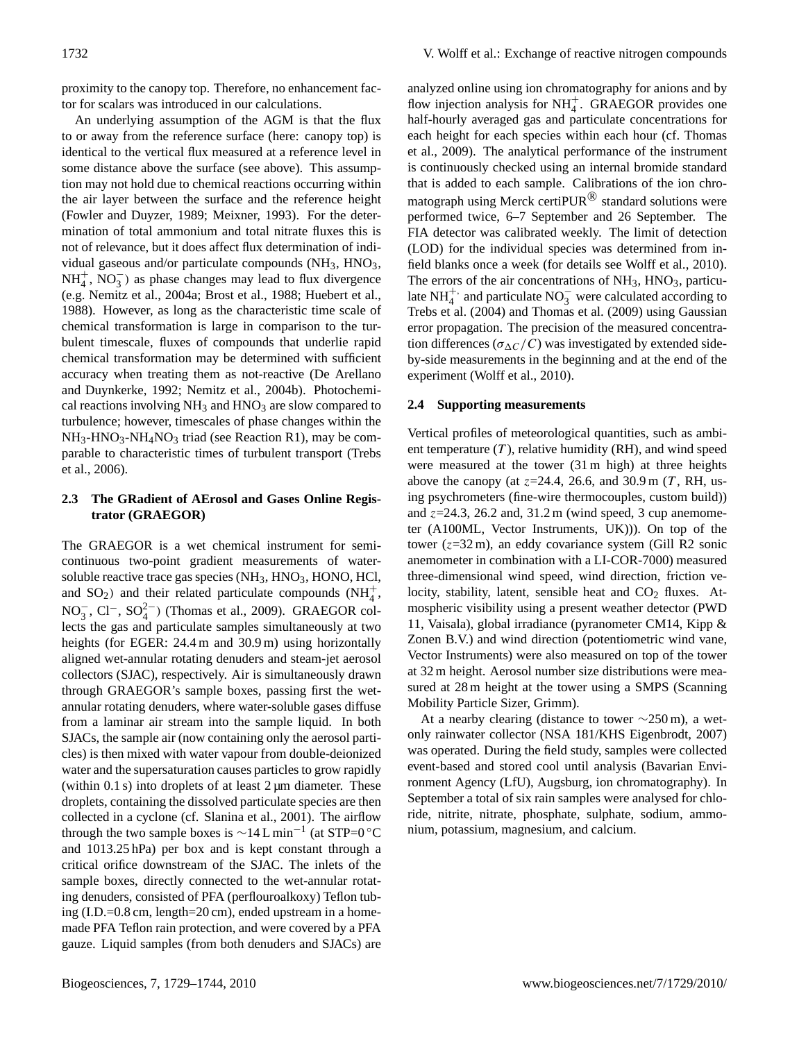proximity to the canopy top. Therefore, no enhancement factor for scalars was introduced in our calculations.

An underlying assumption of the AGM is that the flux to or away from the reference surface (here: canopy top) is identical to the vertical flux measured at a reference level in some distance above the surface (see above). This assumption may not hold due to chemical reactions occurring within the air layer between the surface and the reference height (Fowler and Duyzer, 1989; Meixner, 1993). For the determination of total ammonium and total nitrate fluxes this is not of relevance, but it does affect flux determination of individual gaseous and/or particulate compounds ($NH_3$, $HNO_3$, $NH_4^+$, $NO_3^-$) as phase changes may lead to flux divergence (e.g. Nemitz et al., 2004a; Brost et al., 1988; Huebert et al., 1988). However, as long as the characteristic time scale of chemical transformation is large in comparison to the turbulent timescale, fluxes of compounds that underlie rapid chemical transformation may be determined with sufficient accuracy when treating them as not-reactive (De Arellano and Duynkerke, 1992; Nemitz et al., 2004b). Photochemical reactions involving $NH_3$ and $HNO_3$ are slow compared to turbulence; however, timescales of phase changes within the $NH_3$-$HNO_3$-$NH_4NO_3$ triad (see Reaction R1), may be comparable to characteristic times of turbulent transport (Trebs et al., 2006).

### 2.3 The GRadient of AErosol and Gases Online Registrator (GRAEGOR)

The GRAEGOR is a wet chemical instrument for semi-continuous two-point gradient measurements of water-soluble reactive trace gas species ($NH_3$, $HNO_3$, HONO, HCl, and $SO_2$) and their related particulate compounds ($NH_4^+$, $NO_3^-$, $Cl^-$, $SO_4^{2-}$) (Thomas et al., 2009). GRAEGOR collects the gas and particulate samples simultaneously at two heights (for EGER: 24.4 m and 30.9 m) using horizontally aligned wet-annular rotating denuders and steam-jet aerosol collectors (SJAC), respectively. Air is simultaneously drawn through GRAEGOR's sample boxes, passing first the wet-annular rotating denuders, where water-soluble gases diffuse from a laminar air stream into the sample liquid. In both SJACs, the sample air (now containing only the aerosol particles) is then mixed with water vapour from double-deionized water and the supersaturation causes particles to grow rapidly (within 0.1 s) into droplets of at least 2 µm diameter. These droplets, containing the dissolved particulate species are then collected in a cyclone (cf. Slanina et al., 2001). The airflow through the two sample boxes is $\sim$14 L min$^{-1}$ (at STP=0 °C and 1013.25 hPa) per box and is kept constant through a critical orifice downstream of the SJAC. The inlets of the sample boxes, directly connected to the wet-annular rotating denuders, consisted of PFA (perflouroalkoxy) Teflon tubing (I.D.=0.8 cm, length=20 cm), ended upstream in a home-made PFA Teflon rain protection, and were covered by a PFA gauze. Liquid samples (from both denuders and SJACs) are analyzed online using ion chromatography for anions and by flow injection analysis for $NH_4^+$. GRAEGOR provides one half-hourly averaged gas and particulate concentrations for each height for each species within each hour (cf. Thomas et al., 2009). The analytical performance of the instrument is continuously checked using an internal bromide standard that is added to each sample. Calibrations of the ion chromatograph using Merck certiPUR® standard solutions were performed twice, 6–7 September and 26 September. The FIA detector was calibrated weekly. The limit of detection (LOD) for the individual species was determined from in-field blanks once a week (for details see Wolff et al., 2010). The errors of the air concentrations of $NH_3$, $HNO_3$, particulate $NH_4^+$ and particulate $NO_3^-$ were calculated according to Trebs et al. (2004) and Thomas et al. (2009) using Gaussian error propagation. The precision of the measured concentration differences ($\sigma_{\Delta C}/C$) was investigated by extended side-by-side measurements in the beginning and at the end of the experiment (Wolff et al., 2010).

### 2.4 Supporting measurements

Vertical profiles of meteorological quantities, such as ambient temperature ($T$), relative humidity (RH), and wind speed were measured at the tower (31 m high) at three heights above the canopy (at $z$=24.4, 26.6, and 30.9 m ($T$, RH, using psychrometers (fine-wire thermocouples, custom build)) and $z$=24.3, 26.2 and, 31.2 m (wind speed, 3 cup anemometer (A100ML, Vector Instruments, UK))). On top of the tower ($z$=32 m), an eddy covariance system (Gill R2 sonic anemometer in combination with a LI-COR-7000) measured three-dimensional wind speed, wind direction, friction velocity, stability, latent, sensible heat and $CO_2$ fluxes. Atmospheric visibility using a present weather detector (PWD 11, Vaisala), global irradiance (pyranometer CM14, Kipp & Zonen B.V.) and wind direction (potentiometric wind vane, Vector Instruments) were also measured on top of the tower at 32 m height. Aerosol number size distributions were measured at 28 m height at the tower using a SMPS (Scanning Mobility Particle Sizer, Grimm).

At a nearby clearing (distance to tower $\sim$250 m), a wet-only rainwater collector (NSA 181/KHS Eigenbrodt, 2007) was operated. During the field study, samples were collected event-based and stored cool until analysis (Bavarian Environment Agency (LfU), Augsburg, ion chromatography). In September a total of six rain samples were analysed for chloride, nitrite, nitrate, phosphate, sulphate, sodium, ammonium, potassium, magnesium, and calcium.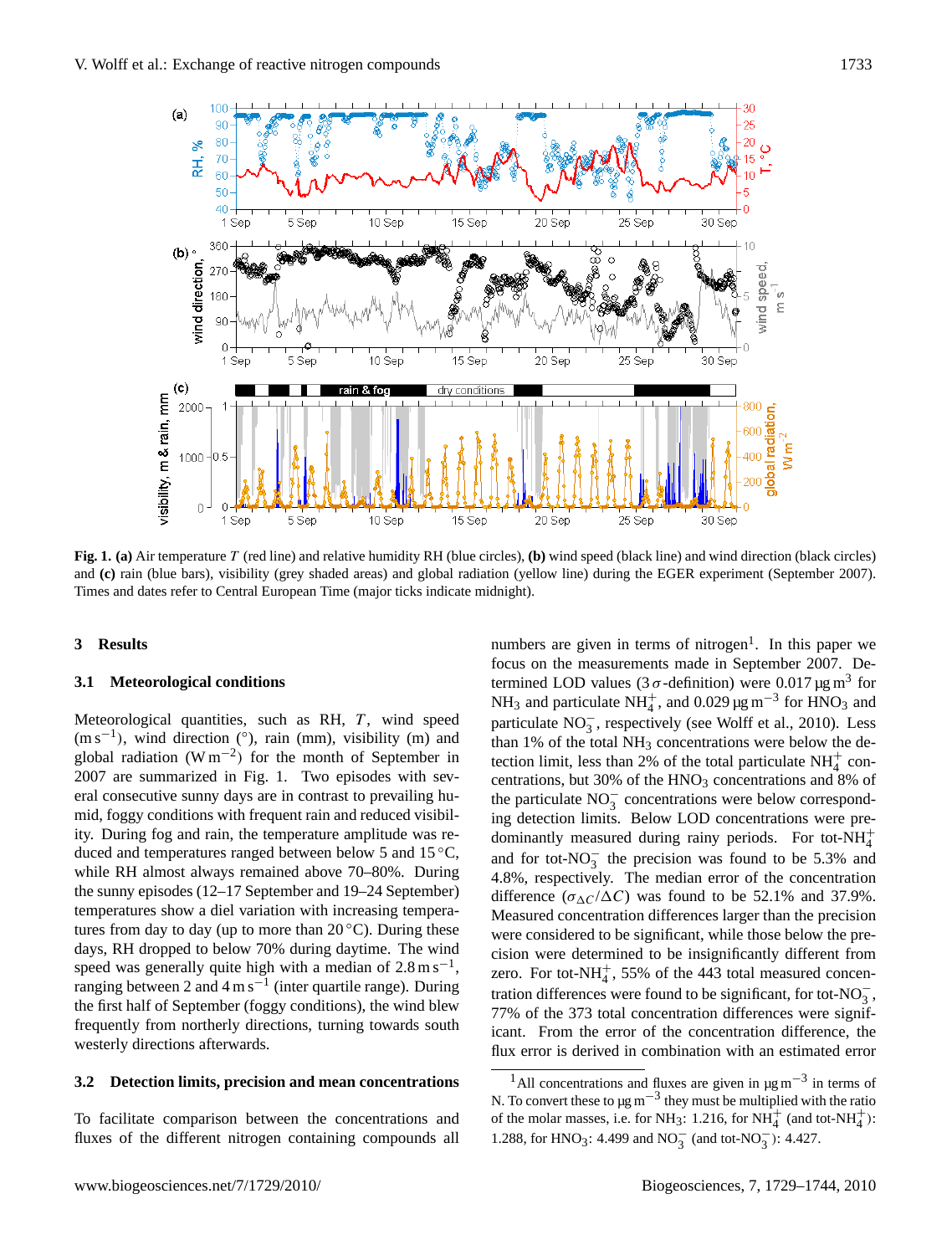Fig. 1. **(a)** Air temperature $T$ (red line) and relative humidity RH (blue circles), **(b)** wind speed (black line) and wind direction (black circles) and **(c)** rain (blue bars), visibility (grey shaded areas) and global radiation (yellow line) during the EGER experiment (September 2007). Times and dates refer to Central European Time (major ticks indicate midnight).

## 3 Results

### 3.1 Meteorological conditions

Meteorological quantities, such as RH, $T$, wind speed ($m\,s^{-1}$), wind direction (°), rain (mm), visibility (m) and global radiation ($W\,m^{-2}$) for the month of September in 2007 are summarized in Fig. 1. Two episodes with several consecutive sunny days are in contrast to prevailing humid, foggy conditions with frequent rain and reduced visibility. During fog and rain, the temperature amplitude was reduced and temperatures ranged between below 5 and 15 °C, while RH almost always remained above 70–80%. During the sunny episodes (12–17 September and 19–24 September) temperatures show a diel variation with increasing temperatures from day to day (up to more than 20 °C). During these days, RH dropped to below 70% during daytime. The wind speed was generally quite high with a median of $2.8\,m\,s^{-1}$, ranging between 2 and $4\,m\,s^{-1}$ (inter quartile range). During the first half of September (foggy conditions), the wind blew frequently from northerly directions, turning towards south westerly directions afterwards.

### 3.2 Detection limits, precision and mean concentrations

To facilitate comparison between the concentrations and fluxes of the different nitrogen containing compounds all numbers are given in terms of nitrogen[1]. In this paper we focus on the measurements made in September 2007. Determined LOD values ($3\,\sigma$-definition) were $0.017\,\mu g\,m^{3}$ for $NH_3$ and particulate $NH_4^+$, and $0.029\,\mu g\,m^{-3}$ for $HNO_3$ and particulate $NO_3^-$, respectively (see Wolff et al., 2010). Less than 1% of the total $NH_3$ concentrations were below the detection limit, less than 2% of the total particulate $NH_4^+$ concentrations, but 30% of the $HNO_3$ concentrations and 8% of the particulate $NO_3^-$ concentrations were below corresponding detection limits. Below LOD concentrations were predominantly measured during rainy periods. For tot-$NH_4^+$ and for tot-$NO_3^-$ the precision was found to be 5.3% and 4.8%, respectively. The median error of the concentration difference ($\sigma_{\Delta C}/\Delta C$) was found to be 52.1% and 37.9%. Measured concentration differences larger than the precision were considered to be significant, while those below the precision were determined to be insignificantly different from zero. For tot-$NH_4^+$, 55% of the 443 total measured concentration differences were found to be significant, for tot-$NO_3^-$, 77% of the 373 total concentration differences were significant. From the error of the concentration difference, the flux error is derived in combination with an estimated error

[1] All concentrations and fluxes are given in $\mu g\,m^{-3}$ in terms of N. To convert these to $\mu g\,m^{-3}$ they must be multiplied with the ratio of the molar masses, i.e. for $NH_3$: 1.216, for $NH_4^+$ (and tot-$NH_4^+$): 1.288, for $HNO_3$: 4.499 and $NO_3^-$ (and tot-$NO_3^-$): 4.427.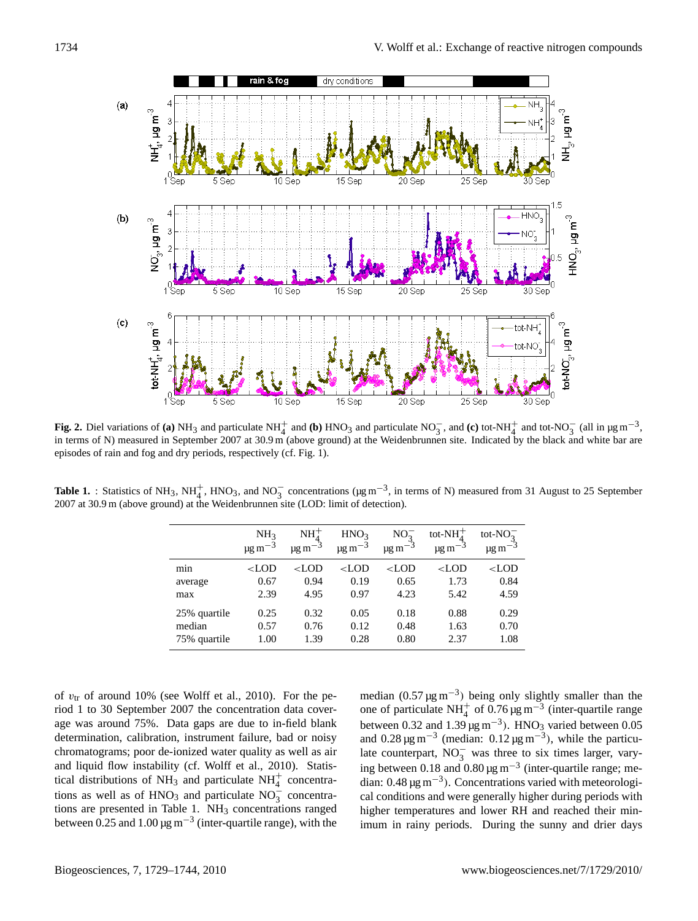**Fig. 2.** Diel variations of **(a)** $NH_3$ and particulate $NH_4^+$ and **(b)** $HNO_3$ and particulate $NO_3^-$, and **(c)** tot-$NH_4^+$ and tot-$NO_3^-$ (all in µg m$^{-3}$, in terms of N) measured in September 2007 at 30.9 m (above ground) at the Weidenbrunnen site. Indicated by the black and white bar are episodes of rain and fog and dry periods, respectively (cf. Fig. 1).

**Table 1.** : Statistics of $NH_3$, $NH_4^+$, $HNO_3$, and $NO_3^-$ concentrations (µg m$^{-3}$, in terms of N) measured from 31 August to 25 September 2007 at 30.9 m (above ground) at the Weidenbrunnen site (LOD: limit of detection).

| | $NH_3$ µg m$^{-3}$ | $NH_4^+$ µg m$^{-3}$ | $HNO_3$ µg m$^{-3}$ | $NO_3^-$ µg m$^{-3}$ | tot-$NH_4^+$ µg m$^{-3}$ | tot-$NO_3^-$ µg m$^{-3}$ |
|---|---|---|---|---|---|---|
| min | <LOD | <LOD | <LOD | <LOD | <LOD | <LOD |
| average | 0.67 | 0.94 | 0.19 | 0.65 | 1.73 | 0.84 |
| max | 2.39 | 4.95 | 0.97 | 4.23 | 5.42 | 4.59 |
| 25% quartile | 0.25 | 0.32 | 0.05 | 0.18 | 0.88 | 0.29 |
| median | 0.57 | 0.76 | 0.12 | 0.48 | 1.63 | 0.70 |
| 75% quartile | 1.00 | 1.39 | 0.28 | 0.80 | 2.37 | 1.08 |

of $v_{tr}$ of around 10% (see Wolff et al., 2010). For the period 1 to 30 September 2007 the concentration data coverage was around 75%. Data gaps are due to in-field blank determination, calibration, instrument failure, bad or noisy chromatograms; poor de-ionized water quality as well as air and liquid flow instability (cf. Wolff et al., 2010). Statistical distributions of $NH_3$ and particulate $NH_4^+$ concentrations as well as of $HNO_3$ and particulate $NO_3^-$ concentrations are presented in Table 1. $NH_3$ concentrations ranged between 0.25 and 1.00 µg m$^{-3}$ (inter-quartile range), with the median (0.57 µg m$^{-3}$) being only slightly smaller than the one of particulate $NH_4^+$ of 0.76 µg m$^{-3}$ (inter-quartile range between 0.32 and 1.39 µg m$^{-3}$). $HNO_3$ varied between 0.05 and 0.28 µg m$^{-3}$ (median: 0.12 µg m$^{-3}$), while the particulate counterpart, $NO_3^-$ was three to six times larger, varying between 0.18 and 0.80 µg m$^{-3}$ (inter-quartile range; median: 0.48 µg m$^{-3}$). Concentrations varied with meteorological conditions and were generally higher during periods with higher temperatures and lower RH and reached their minimum in rainy periods. During the sunny and drier days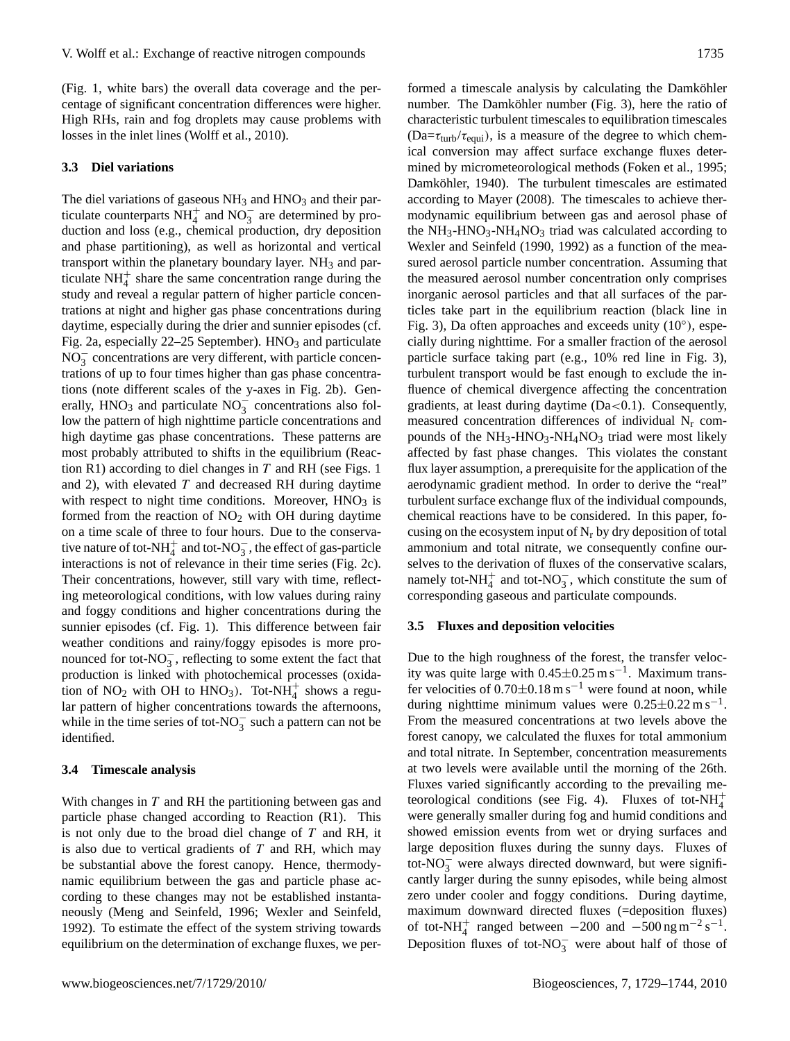(Fig. 1, white bars) the overall data coverage and the percentage of significant concentration differences were higher. High RHs, rain and fog droplets may cause problems with losses in the inlet lines (Wolff et al., 2010).

### 3.3 Diel variations

The diel variations of gaseous $NH_3$ and $HNO_3$ and their particulate counterparts $NH_4^+$ and $NO_3^-$ are determined by production and loss (e.g., chemical production, dry deposition and phase partitioning), as well as horizontal and vertical transport within the planetary boundary layer. $NH_3$ and particulate $NH_4^+$ share the same concentration range during the study and reveal a regular pattern of higher particle concentrations at night and higher gas phase concentrations during daytime, especially during the drier and sunnier episodes (cf. Fig. 2a, especially 22–25 September). $HNO_3$ and particulate $NO_3^-$ concentrations are very different, with particle concentrations of up to four times higher than gas phase concentrations (note different scales of the y-axes in Fig. 2b). Generally, $HNO_3$ and particulate $NO_3^-$ concentrations also follow the pattern of high nighttime particle concentrations and high daytime gas phase concentrations. These patterns are most probably attributed to shifts in the equilibrium (Reaction R1) according to diel changes in $T$ and RH (see Figs. 1 and 2), with elevated $T$ and decreased RH during daytime with respect to night time conditions. Moreover, $HNO_3$ is formed from the reaction of $NO_2$ with OH during daytime on a time scale of three to four hours. Due to the conservative nature of tot-$NH_4^+$ and tot-$NO_3^-$, the effect of gas-particle interactions is not of relevance in their time series (Fig. 2c). Their concentrations, however, still vary with time, reflecting meteorological conditions, with low values during rainy and foggy conditions and higher concentrations during the sunnier episodes (cf. Fig. 1). This difference between fair weather conditions and rainy/foggy episodes is more pronounced for tot-$NO_3^-$, reflecting to some extent the fact that production is linked with photochemical processes (oxidation of $NO_2$ with OH to $HNO_3$). Tot-$NH_4^+$ shows a regular pattern of higher concentrations towards the afternoons, while in the time series of tot-$NO_3^-$ such a pattern can not be identified.

### 3.4 Timescale analysis

With changes in $T$ and RH the partitioning between gas and particle phase changed according to Reaction (R1). This is not only due to the broad diel change of $T$ and RH, it is also due to vertical gradients of $T$ and RH, which may be substantial above the forest canopy. Hence, thermodynamic equilibrium between the gas and particle phase according to these changes may not be established instantaneously (Meng and Seinfeld, 1996; Wexler and Seinfeld, 1992). To estimate the effect of the system striving towards equilibrium on the determination of exchange fluxes, we performed a timescale analysis by calculating the Damköhler number. The Damköhler number (Fig. 3), here the ratio of characteristic turbulent timescales to equilibration timescales ($Da=\tau_{turb}/\tau_{equi}$), is a measure of the degree to which chemical conversion may affect surface exchange fluxes determined by micrometeorological methods (Foken et al., 1995; Damköhler, 1940). The turbulent timescales are estimated according to Mayer (2008). The timescales to achieve thermodynamic equilibrium between gas and aerosol phase of the $NH_3$-$HNO_3$-$NH_4NO_3$ triad was calculated according to Wexler and Seinfeld (1990, 1992) as a function of the measured aerosol particle number concentration. Assuming that the measured aerosol number concentration only comprises inorganic aerosol particles and that all surfaces of the particles take part in the equilibrium reaction (black line in Fig. 3), Da often approaches and exceeds unity ($10^0$), especially during nighttime. For a smaller fraction of the aerosol particle surface taking part (e.g., 10% red line in Fig. 3), turbulent transport would be fast enough to exclude the influence of chemical divergence affecting the concentration gradients, at least during daytime ($Da<0.1$). Consequently, measured concentration differences of individual $N_r$ compounds of the $NH_3$-$HNO_3$-$NH_4NO_3$ triad were most likely affected by fast phase changes. This violates the constant flux layer assumption, a prerequisite for the application of the aerodynamic gradient method. In order to derive the "real" turbulent surface exchange flux of the individual compounds, chemical reactions have to be considered. In this paper, focusing on the ecosystem input of $N_r$ by dry deposition of total ammonium and total nitrate, we consequently confine ourselves to the derivation of fluxes of the conservative scalars, namely tot-$NH_4^+$ and tot-$NO_3^-$, which constitute the sum of corresponding gaseous and particulate compounds.

### 3.5 Fluxes and deposition velocities

Due to the high roughness of the forest, the transfer velocity was quite large with $0.45\pm0.25\,\mathrm{m\,s^{-1}}$. Maximum transfer velocities of $0.70\pm0.18\,\mathrm{m\,s^{-1}}$ were found at noon, while during nighttime minimum values were $0.25\pm0.22\,\mathrm{m\,s^{-1}}$. From the measured concentrations at two levels above the forest canopy, we calculated the fluxes for total ammonium and total nitrate. In September, concentration measurements at two levels were available until the morning of the 26th. Fluxes varied significantly according to the prevailing meteorological conditions (see Fig. 4). Fluxes of tot-$NH_4^+$ were generally smaller during fog and humid conditions and showed emission events from wet or drying surfaces and large deposition fluxes during the sunny days. Fluxes of tot-$NO_3^-$ were always directed downward, but were significantly larger during the sunny episodes, while being almost zero under cooler and foggy conditions. During daytime, maximum downward directed fluxes (=deposition fluxes) of tot-$NH_4^+$ ranged between $-200$ and $-500\,\mathrm{ng\,m^{-2}\,s^{-1}}$. Deposition fluxes of tot-$NO_3^-$ were about half of those of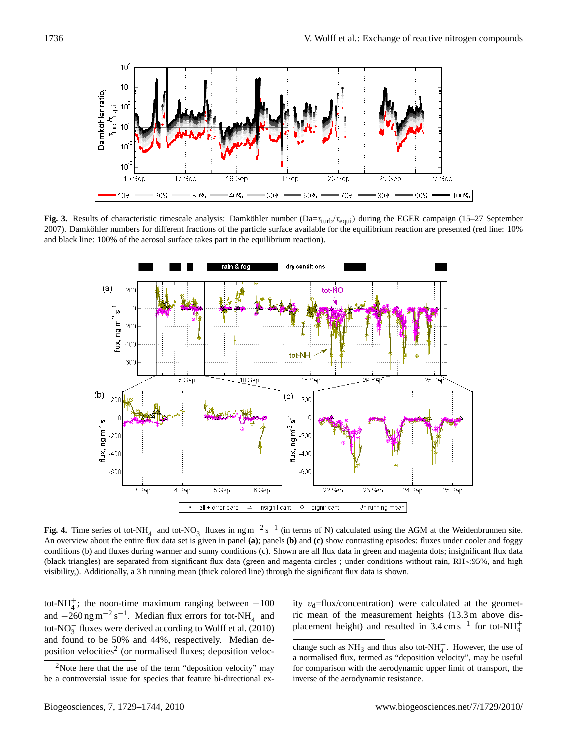**Fig. 3.** Results of characteristic timescale analysis: Damköhler number (Da=$\tau_{turb}/\tau_{equi}$) during the EGER campaign (15–27 September 2007). Damköhler numbers for different fractions of the particle surface available for the equilibrium reaction are presented (red line: 10% and black line: 100% of the aerosol surface takes part in the equilibrium reaction).

**Fig. 4.** Time series of tot-$NH_4^+$ and tot-$NO_3^-$ fluxes in $ng\,m^{-2}\,s^{-1}$ (in terms of N) calculated using the AGM at the Weidenbrunnen site. An overview about the entire flux data set is given in panel **(a)**; panels **(b)** and **(c)** show contrasting episodes: fluxes under cooler and foggy conditions (b) and fluxes during warmer and sunny conditions (c). Shown are all flux data in green and magenta dots; insignificant flux data (black triangles) are separated from significant flux data (green and magenta circles ; under conditions without rain, RH<95%, and high visibility,). Additionally, a 3 h running mean (thick colored line) through the significant flux data is shown.

tot-$NH_4^+$; the noon-time maximum ranging between $-100$ and $-260\,ng\,m^{-2}\,s^{-1}$. Median flux errors for tot-$NH_4^+$ and tot-$NO_3^-$ fluxes were derived according to Wolff et al. (2010) and found to be 50% and 44%, respectively. Median deposition velocities[2] (or normalised fluxes; deposition velocity $v_d$=flux/concentration) were calculated at the geometric mean of the measurement heights (13.3 m above displacement height) and resulted in $3.4\,cm\,s^{-1}$ for tot-$NH_4^+$

[2]Note here that the use of the term "deposition velocity" may be a controversial issue for species that feature bi-directional exchange such as $NH_3$ and thus also tot-$NH_4^+$. However, the use of a normalised flux, termed as "deposition velocity", may be useful for comparison with the aerodynamic upper limit of transport, the inverse of the aerodynamic resistance.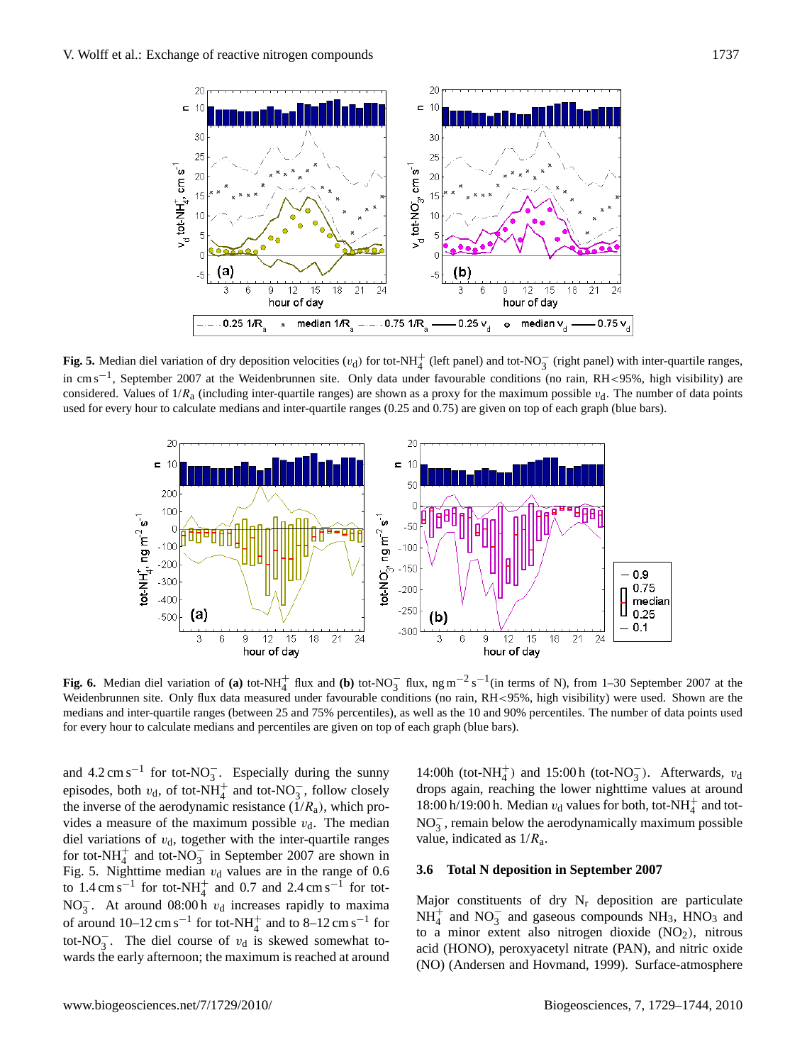**Fig. 5.** Median diel variation of dry deposition velocities ($v_d$) for tot-$NH_4^+$ (left panel) and tot-$NO_3^-$ (right panel) with inter-quartile ranges, in $cm\,s^{-1}$, September 2007 at the Weidenbrunnen site. Only data under favourable conditions (no rain, RH<95%, high visibility) are considered. Values of $1/R_a$ (including inter-quartile ranges) are shown as a proxy for the maximum possible $v_d$. The number of data points used for every hour to calculate medians and inter-quartile ranges (0.25 and 0.75) are given on top of each graph (blue bars).

**Fig. 6.** Median diel variation of **(a)** tot-$NH_4^+$ flux and **(b)** tot-$NO_3^-$ flux, $ng\,m^{-2}\,s^{-1}$(in terms of N), from 1–30 September 2007 at the Weidenbrunnen site. Only flux data measured under favourable conditions (no rain, RH<95%, high visibility) were used. Shown are the medians and inter-quartile ranges (between 25 and 75% percentiles), as well as the 10 and 90% percentiles. The number of data points used for every hour to calculate medians and percentiles are given on top of each graph (blue bars).

and $4.2\,cm\,s^{-1}$ for tot-$NO_3^-$. Especially during the sunny episodes, both $v_d$, of tot-$NH_4^+$ and tot-$NO_3^-$, follow closely the inverse of the aerodynamic resistance ($1/R_a$), which provides a measure of the maximum possible $v_d$. The median diel variations of $v_d$, together with the inter-quartile ranges for tot-$NH_4^+$ and tot-$NO_3^-$ in September 2007 are shown in Fig. 5. Nighttime median $v_d$ values are in the range of 0.6 to $1.4\,cm\,s^{-1}$ for tot-$NH_4^+$ and 0.7 and $2.4\,cm\,s^{-1}$ for tot-$NO_3^-$. At around 08:00 h $v_d$ increases rapidly to maxima of around 10–12 $cm\,s^{-1}$ for tot-$NH_4^+$ and to 8–12 $cm\,s^{-1}$ for tot-$NO_3^-$. The diel course of $v_d$ is skewed somewhat towards the early afternoon; the maximum is reached at around 14:00h (tot-$NH_4^+$) and 15:00 h (tot-$NO_3^-$). Afterwards, $v_d$ drops again, reaching the lower nighttime values at around 18:00 h/19:00 h. Median $v_d$ values for both, tot-$NH_4^+$ and tot-$NO_3^-$, remain below the aerodynamically maximum possible value, indicated as $1/R_a$.

### 3.6 Total N deposition in September 2007

Major constituents of dry $N_r$ deposition are particulate $NH_4^+$ and $NO_3^-$ and gaseous compounds $NH_3$, $HNO_3$ and to a minor extent also nitrogen dioxide ($NO_2$), nitrous acid (HONO), peroxyacetyl nitrate (PAN), and nitric oxide (NO) (Andersen and Hovmand, 1999). Surface-atmosphere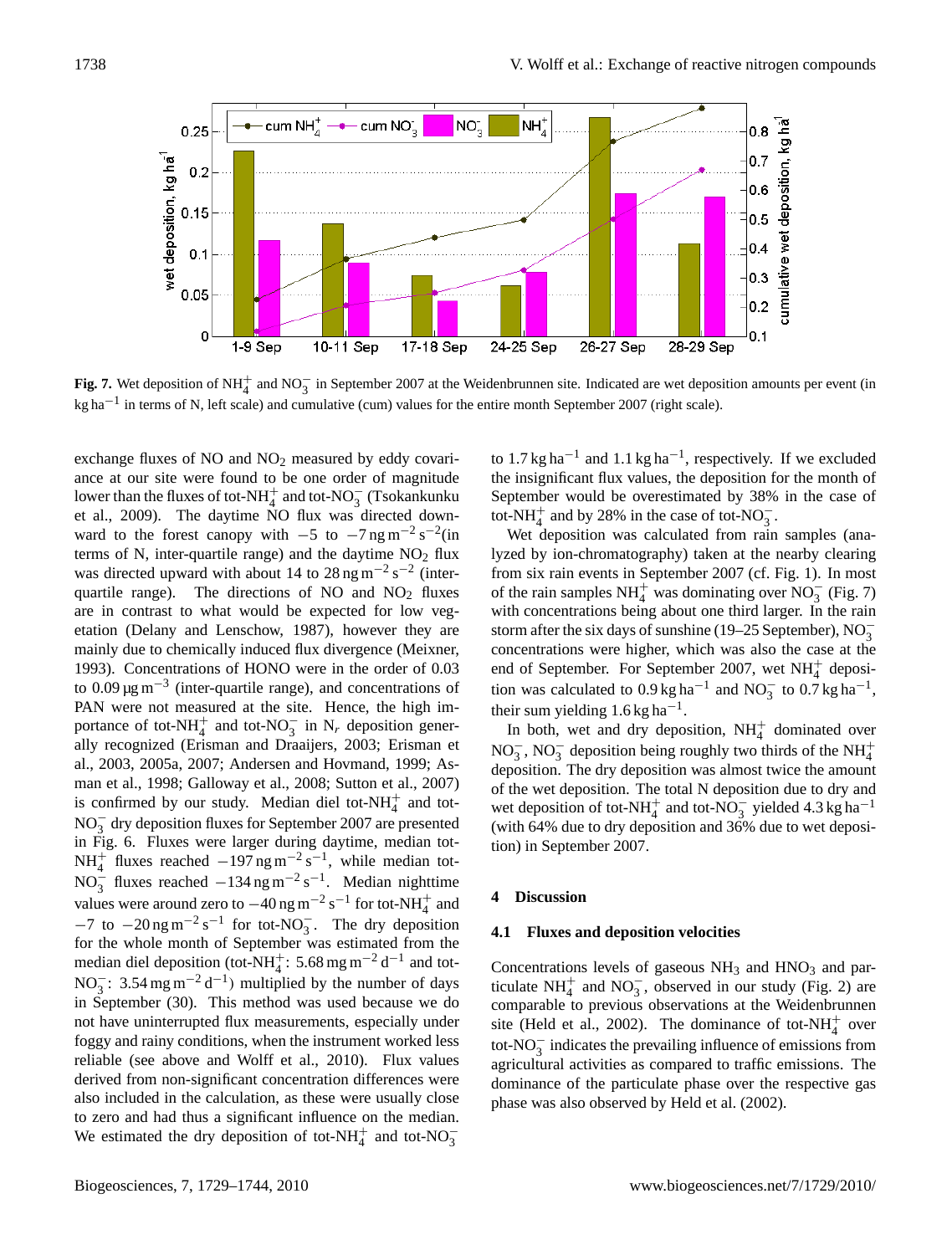**Fig. 7.** Wet deposition of $NH_4^+$ and $NO_3^-$ in September 2007 at the Weidenbrunnen site. Indicated are wet deposition amounts per event (in $kg\,ha^{-1}$ in terms of N, left scale) and cumulative (cum) values for the entire month September 2007 (right scale).

exchange fluxes of NO and $NO_2$ measured by eddy covariance at our site were found to be one order of magnitude lower than the fluxes of tot-$NH_4^+$ and tot-$NO_3^-$ (Tsokankunku et al., 2009). The daytime NO flux was directed downward to the forest canopy with $-5$ to $-7\,ng\,m^{-2}\,s^{-2}$(in terms of N, inter-quartile range) and the daytime $NO_2$ flux was directed upward with about 14 to $28\,ng\,m^{-2}\,s^{-2}$ (inter-quartile range). The directions of NO and $NO_2$ fluxes are in contrast to what would be expected for low vegetation (Delany and Lenschow, 1987), however they are mainly due to chemically induced flux divergence (Meixner, 1993). Concentrations of HONO were in the order of 0.03 to $0.09\,\mu g\,m^{-3}$ (inter-quartile range), and concentrations of PAN were not measured at the site. Hence, the high importance of tot-$NH_4^+$ and tot-$NO_3^-$ in $N_r$ deposition generally recognized (Erisman and Draaijers, 2003; Erisman et al., 2003, 2005a, 2007; Andersen and Hovmand, 1999; Asman et al., 1998; Galloway et al., 2008; Sutton et al., 2007) is confirmed by our study. Median diel tot-$NH_4^+$ and tot-$NO_3^-$ dry deposition fluxes for September 2007 are presented in Fig. 6. Fluxes were larger during daytime, median tot-$NH_4^+$ fluxes reached $-197\,ng\,m^{-2}\,s^{-1}$, while median tot-$NO_3^-$ fluxes reached $-134\,ng\,m^{-2}\,s^{-1}$. Median nighttime values were around zero to $-40\,ng\,m^{-2}\,s^{-1}$ for tot-$NH_4^+$ and $-7$ to $-20\,ng\,m^{-2}\,s^{-1}$ for tot-$NO_3^-$. The dry deposition for the whole month of September was estimated from the median diel deposition (tot-$NH_4^+$: $5.68\,mg\,m^{-2}\,d^{-1}$ and tot-$NO_3^-$: $3.54\,mg\,m^{-2}\,d^{-1}$) multiplied by the number of days in September (30). This method was used because we do not have uninterrupted flux measurements, especially under foggy and rainy conditions, when the instrument worked less reliable (see above and Wolff et al., 2010). Flux values derived from non-significant concentration differences were also included in the calculation, as these were usually close to zero and had thus a significant influence on the median. We estimated the dry deposition of tot-$NH_4^+$ and tot-$NO_3^-$ to $1.7\,kg\,ha^{-1}$ and $1.1\,kg\,ha^{-1}$, respectively. If we excluded the insignificant flux values, the deposition for the month of September would be overestimated by 38% in the case of tot-$NH_4^+$ and by 28% in the case of tot-$NO_3^-$.

Wet deposition was calculated from rain samples (analyzed by ion-chromatography) taken at the nearby clearing from six rain events in September 2007 (cf. Fig. 1). In most of the rain samples $NH_4^+$ was dominating over $NO_3^-$ (Fig. 7) with concentrations being about one third larger. In the rain storm after the six days of sunshine (19–25 September), $NO_3^-$ concentrations were higher, which was also the case at the end of September. For September 2007, wet $NH_4^+$ deposition was calculated to $0.9\,kg\,ha^{-1}$ and $NO_3^-$ to $0.7\,kg\,ha^{-1}$, their sum yielding $1.6\,kg\,ha^{-1}$.

In both, wet and dry deposition, $NH_4^+$ dominated over $NO_3^-$, $NO_3^-$ deposition being roughly two thirds of the $NH_4^+$ deposition. The dry deposition was almost twice the amount of the wet deposition. The total N deposition due to dry and wet deposition of tot-$NH_4^+$ and tot-$NO_3^-$ yielded $4.3\,kg\,ha^{-1}$ (with 64% due to dry deposition and 36% due to wet deposition) in September 2007.

## 4 Discussion

### 4.1 Fluxes and deposition velocities

Concentrations levels of gaseous $NH_3$ and $HNO_3$ and particulate $NH_4^+$ and $NO_3^-$, observed in our study (Fig. 2) are comparable to previous observations at the Weidenbrunnen site (Held et al., 2002). The dominance of tot-$NH_4^+$ over tot-$NO_3^-$ indicates the prevailing influence of emissions from agricultural activities as compared to traffic emissions. The dominance of the particulate phase over the respective gas phase was also observed by Held et al. (2002).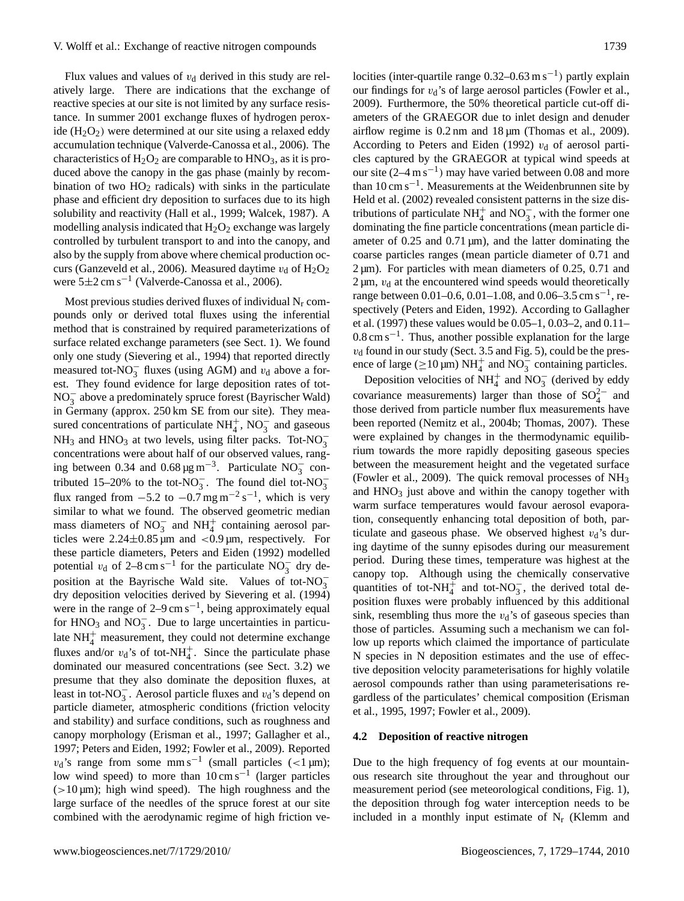Flux values and values of $v_d$ derived in this study are relatively large. There are indications that the exchange of reactive species at our site is not limited by any surface resistance. In summer 2001 exchange fluxes of hydrogen peroxide ($H_2O_2$) were determined at our site using a relaxed eddy accumulation technique (Valverde-Canossa et al., 2006). The characteristics of $H_2O_2$ are comparable to $HNO_3$, as it is produced above the canopy in the gas phase (mainly by recombination of two $HO_2$ radicals) with sinks in the particulate phase and efficient dry deposition to surfaces due to its high solubility and reactivity (Hall et al., 1999; Walcek, 1987). A modelling analysis indicated that $H_2O_2$ exchange was largely controlled by turbulent transport to and into the canopy, and also by the supply from above where chemical production occurs (Ganzeveld et al., 2006). Measured daytime $v_d$ of $H_2O_2$ were $5\pm2\,\mathrm{cm\,s^{-1}}$ (Valverde-Canossa et al., 2006).

Most previous studies derived fluxes of individual $N_r$ compounds only or derived total fluxes using the inferential method that is constrained by required parameterizations of surface related exchange parameters (see Sect. 1). We found only one study (Sievering et al., 1994) that reported directly measured tot-$NO_3^-$ fluxes (using AGM) and $v_d$ above a forest. They found evidence for large deposition rates of tot-$NO_3^-$ above a predominately spruce forest (Bayrischer Wald) in Germany (approx. 250 km SE from our site). They measured concentrations of particulate $NH_4^+$, $NO_3^-$ and gaseous $NH_3$ and $HNO_3$ at two levels, using filter packs. Tot-$NO_3^-$ concentrations were about half of our observed values, ranging between 0.34 and $0.68\,\mathrm{\mu g\,m^{-3}}$. Particulate $NO_3^-$ contributed 15–20% to the tot-$NO_3^-$. The found diel tot-$NO_3^-$ flux ranged from $-5.2$ to $-0.7\,\mathrm{mg\,m^{-2}\,s^{-1}}$, which is very similar to what we found. The observed geometric median mass diameters of $NO_3^-$ and $NH_4^+$ containing aerosol particles were $2.24\pm0.85\,\mathrm{\mu m}$ and $<0.9\,\mathrm{\mu m}$, respectively. For these particle diameters, Peters and Eiden (1992) modelled potential $v_d$ of $2$–$8\,\mathrm{cm\,s^{-1}}$ for the particulate $NO_3^-$ dry deposition at the Bayrische Wald site. Values of tot-$NO_3^-$ dry deposition velocities derived by Sievering et al. (1994) were in the range of $2$–$9\,\mathrm{cm\,s^{-1}}$, being approximately equal for $HNO_3$ and $NO_3^-$. Due to large uncertainties in particulate $NH_4^+$ measurement, they could not determine exchange fluxes and/or $v_d$'s of tot-$NH_4^+$. Since the particulate phase dominated our measured concentrations (see Sect. 3.2) we presume that they also dominate the deposition fluxes, at least in tot-$NO_3^-$. Aerosol particle fluxes and $v_d$'s depend on particle diameter, atmospheric conditions (friction velocity and stability) and surface conditions, such as roughness and canopy morphology (Erisman et al., 1997; Gallagher et al., 1997; Peters and Eiden, 1992; Fowler et al., 2009). Reported $v_d$'s range from some $\mathrm{mm\,s^{-1}}$ (small particles ($<1\,\mathrm{\mu m}$); low wind speed) to more than $10\,\mathrm{cm\,s^{-1}}$ (larger particles ($>10\,\mathrm{\mu m}$); high wind speed). The high roughness and the large surface of the needles of the spruce forest at our site combined with the aerodynamic regime of high friction velocities (inter-quartile range $0.32$–$0.63\,\mathrm{m\,s^{-1}}$) partly explain our findings for $v_d$'s of large aerosol particles (Fowler et al., 2009). Furthermore, the 50% theoretical particle cut-off diameters of the GRAEGOR due to inlet design and denuder airflow regime is 0.2 nm and 18 µm (Thomas et al., 2009). According to Peters and Eiden (1992) $v_d$ of aerosol particles captured by the GRAEGOR at typical wind speeds at our site ($2$–$4\,\mathrm{m\,s^{-1}}$) may have varied between 0.08 and more than $10\,\mathrm{cm\,s^{-1}}$. Measurements at the Weidenbrunnen site by Held et al. (2002) revealed consistent patterns in the size distributions of particulate $NH_4^+$ and $NO_3^-$, with the former one dominating the fine particle concentrations (mean particle diameter of 0.25 and 0.71 µm), and the latter dominating the coarse particles ranges (mean particle diameter of 0.71 and 2 µm). For particles with mean diameters of 0.25, 0.71 and 2 µm, $v_d$ at the encountered wind speeds would theoretically range between 0.01–0.6, 0.01–1.08, and $0.06$–$3.5\,\mathrm{cm\,s^{-1}}$, respectively (Peters and Eiden, 1992). According to Gallagher et al. (1997) these values would be 0.05–1, 0.03–2, and 0.11–$0.8\,\mathrm{cm\,s^{-1}}$. Thus, another possible explanation for the large $v_d$ found in our study (Sect. 3.5 and Fig. 5), could be the presence of large ($\geq10\,\mathrm{\mu m}$) $NH_4^+$ and $NO_3^-$ containing particles.

Deposition velocities of $NH_4^+$ and $NO_3^-$ (derived by eddy covariance measurements) larger than those of $SO_4^{2-}$ and those derived from particle number flux measurements have been reported (Nemitz et al., 2004b; Thomas, 2007). These were explained by changes in the thermodynamic equilibrium towards the more rapidly depositing gaseous species between the measurement height and the vegetated surface (Fowler et al., 2009). The quick removal processes of $NH_3$ and $HNO_3$ just above and within the canopy together with warm surface temperatures would favour aerosol evaporation, consequently enhancing total deposition of both, particulate and gaseous phase. We observed highest $v_d$'s during daytime of the sunny episodes during our measurement period. During these times, temperature was highest at the canopy top. Although using the chemically conservative quantities of tot-$NH_4^+$ and tot-$NO_3^-$, the derived total deposition fluxes were probably influenced by this additional sink, resembling thus more the $v_d$'s of gaseous species than those of particles. Assuming such a mechanism we can follow up reports which claimed the importance of particulate N species in N deposition estimates and the use of effective deposition velocity parameterisations for highly volatile aerosol compounds rather than using parameterisations regardless of the particulates' chemical composition (Erisman et al., 1995, 1997; Fowler et al., 2009).

### 4.2 Deposition of reactive nitrogen

Due to the high frequency of fog events at our mountainous research site throughout the year and throughout our measurement period (see meteorological conditions, Fig. 1), the deposition through fog water interception needs to be included in a monthly input estimate of $N_r$ (Klemm and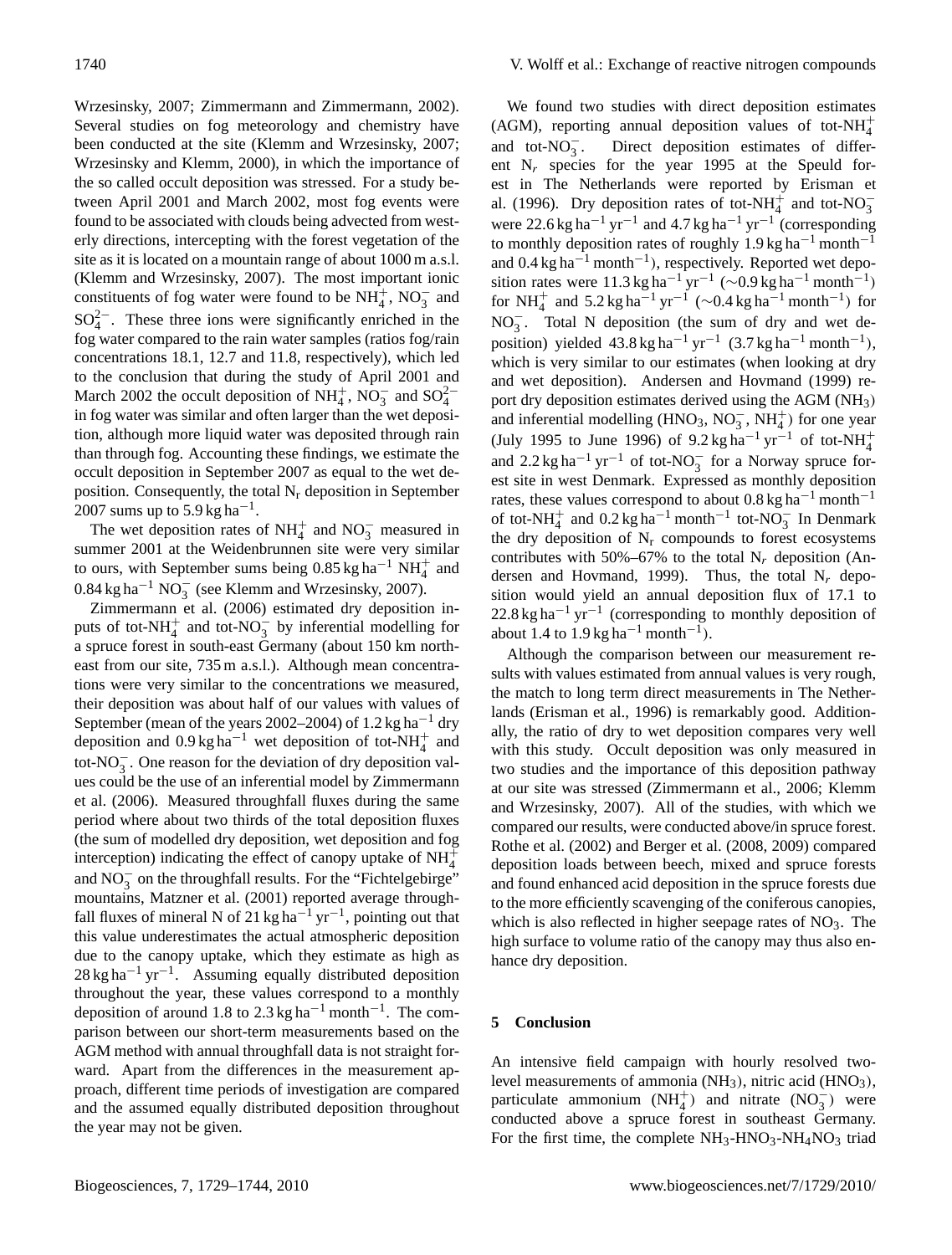Wrzesinsky, 2007; Zimmermann and Zimmermann, 2002). Several studies on fog meteorology and chemistry have been conducted at the site (Klemm and Wrzesinsky, 2007; Wrzesinsky and Klemm, 2000), in which the importance of the so called occult deposition was stressed. For a study between April 2001 and March 2002, most fog events were found to be associated with clouds being advected from westerly directions, intercepting with the forest vegetation of the site as it is located on a mountain range of about 1000 m a.s.l. (Klemm and Wrzesinsky, 2007). The most important ionic constituents of fog water were found to be $NH_4^+$, $NO_3^-$ and $SO_4^{2-}$. These three ions were significantly enriched in the fog water compared to the rain water samples (ratios fog/rain concentrations 18.1, 12.7 and 11.8, respectively), which led to the conclusion that during the study of April 2001 and March 2002 the occult deposition of $NH_4^+$, $NO_3^-$ and $SO_4^{2-}$ in fog water was similar and often larger than the wet deposition, although more liquid water was deposited through rain than through fog. Accounting these findings, we estimate the occult deposition in September 2007 as equal to the wet deposition. Consequently, the total $N_r$ deposition in September 2007 sums up to 5.9 kg ha$^{-1}$.

The wet deposition rates of $NH_4^+$ and $NO_3^-$ measured in summer 2001 at the Weidenbrunnen site were very similar to ours, with September sums being 0.85 kg ha$^{-1}$ $NH_4^+$ and 0.84 kg ha$^{-1}$ $NO_3^-$ (see Klemm and Wrzesinsky, 2007).

Zimmermann et al. (2006) estimated dry deposition inputs of tot-$NH_4^+$ and tot-$NO_3^-$ by inferential modelling for a spruce forest in south-east Germany (about 150 km northeast from our site, 735 m a.s.l.). Although mean concentrations were very similar to the concentrations we measured, their deposition was about half of our values with values of September (mean of the years 2002–2004) of 1.2 kg ha$^{-1}$ dry deposition and 0.9 kg ha$^{-1}$ wet deposition of tot-$NH_4^+$ and tot-$NO_3^-$. One reason for the deviation of dry deposition values could be the use of an inferential model by Zimmermann et al. (2006). Measured throughfall fluxes during the same period where about two thirds of the total deposition fluxes (the sum of modelled dry deposition, wet deposition and fog interception) indicating the effect of canopy uptake of $NH_4^+$ and $NO_3^-$ on the throughfall results. For the "Fichtelgebirge" mountains, Matzner et al. (2001) reported average throughfall fluxes of mineral N of 21 kg ha$^{-1}$ yr$^{-1}$, pointing out that this value underestimates the actual atmospheric deposition due to the canopy uptake, which they estimate as high as 28 kg ha$^{-1}$ yr$^{-1}$. Assuming equally distributed deposition throughout the year, these values correspond to a monthly deposition of around 1.8 to 2.3 kg ha$^{-1}$ month$^{-1}$. The comparison between our short-term measurements based on the AGM method with annual throughfall data is not straight forward. Apart from the differences in the measurement approach, different time periods of investigation are compared and the assumed equally distributed deposition throughout the year may not be given.

We found two studies with direct deposition estimates (AGM), reporting annual deposition values of tot-$NH_4^+$ and tot-$NO_3^-$. Direct deposition estimates of different $N_r$ species for the year 1995 at the Speuld forest in The Netherlands were reported by Erisman et al. (1996). Dry deposition rates of tot-$NH_4^+$ and tot-$NO_3^-$ were 22.6 kg ha$^{-1}$ yr$^{-1}$ and 4.7 kg ha$^{-1}$ yr$^{-1}$ (corresponding to monthly deposition rates of roughly 1.9 kg ha$^{-1}$ month$^{-1}$ and 0.4 kg ha$^{-1}$ month$^{-1}$), respectively. Reported wet deposition rates were 11.3 kg ha$^{-1}$ yr$^{-1}$ ($\sim$0.9 kg ha$^{-1}$ month$^{-1}$) for $NH_4^+$ and 5.2 kg ha$^{-1}$ yr$^{-1}$ ($\sim$0.4 kg ha$^{-1}$ month$^{-1}$) for $NO_3^-$. Total N deposition (the sum of dry and wet deposition) yielded 43.8 kg ha$^{-1}$ yr$^{-1}$ (3.7 kg ha$^{-1}$ month$^{-1}$), which is very similar to our estimates (when looking at dry and wet deposition). Andersen and Hovmand (1999) report dry deposition estimates derived using the AGM ($NH_3$) and inferential modelling ($HNO_3$, $NO_3^-$, $NH_4^+$) for one year (July 1995 to June 1996) of 9.2 kg ha$^{-1}$ yr$^{-1}$ of tot-$NH_4^+$ and 2.2 kg ha$^{-1}$ yr$^{-1}$ of tot-$NO_3^-$ for a Norway spruce forest site in west Denmark. Expressed as monthly deposition rates, these values correspond to about 0.8 kg ha$^{-1}$ month$^{-1}$ of tot-$NH_4^+$ and 0.2 kg ha$^{-1}$ month$^{-1}$ tot-$NO_3^-$ In Denmark the dry deposition of $N_r$ compounds to forest ecosystems contributes with 50%–67% to the total $N_r$ deposition (Andersen and Hovmand, 1999). Thus, the total $N_r$ deposition would yield an annual deposition flux of 17.1 to 22.8 kg ha$^{-1}$ yr$^{-1}$ (corresponding to monthly deposition of about 1.4 to 1.9 kg ha$^{-1}$ month$^{-1}$).

Although the comparison between our measurement results with values estimated from annual values is very rough, the match to long term direct measurements in The Netherlands (Erisman et al., 1996) is remarkably good. Additionally, the ratio of dry to wet deposition compares very well with this study. Occult deposition was only measured in two studies and the importance of this deposition pathway at our site was stressed (Zimmermann et al., 2006; Klemm and Wrzesinsky, 2007). All of the studies, with which we compared our results, were conducted above/in spruce forest. Rothe et al. (2002) and Berger et al. (2008, 2009) compared deposition loads between beech, mixed and spruce forests and found enhanced acid deposition in the spruce forests due to the more efficiently scavenging of the coniferous canopies, which is also reflected in higher seepage rates of $NO_3$. The high surface to volume ratio of the canopy may thus also enhance dry deposition.

## 5 Conclusion

An intensive field campaign with hourly resolved two-level measurements of ammonia ($NH_3$), nitric acid ($HNO_3$), particulate ammonium ($NH_4^+$) and nitrate ($NO_3^-$) were conducted above a spruce forest in southeast Germany. For the first time, the complete $NH_3$-$HNO_3$-$NH_4NO_3$ triad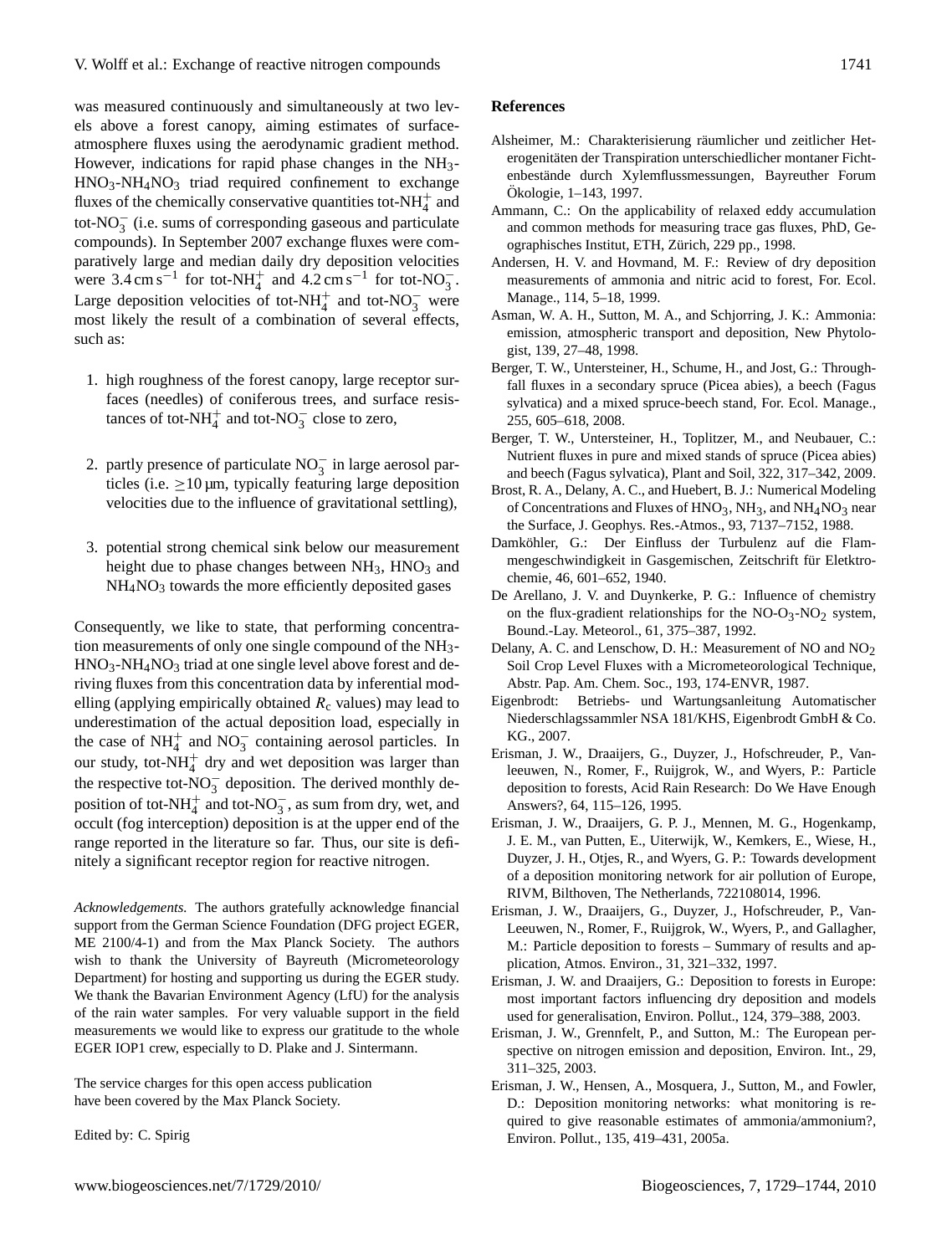was measured continuously and simultaneously at two levels above a forest canopy, aiming estimates of surface-atmosphere fluxes using the aerodynamic gradient method. However, indications for rapid phase changes in the $NH_3$-$HNO_3$-$NH_4NO_3$ triad required confinement to exchange fluxes of the chemically conservative quantities tot-$NH_4^+$ and tot-$NO_3^-$ (i.e. sums of corresponding gaseous and particulate compounds). In September 2007 exchange fluxes were comparatively large and median daily dry deposition velocities were 3.4 cm $s^{-1}$ for tot-$NH_4^+$ and 4.2 cm $s^{-1}$ for tot-$NO_3^-$. Large deposition velocities of tot-$NH_4^+$ and tot-$NO_3^-$ were most likely the result of a combination of several effects, such as:

1. high roughness of the forest canopy, large receptor surfaces (needles) of coniferous trees, and surface resistances of tot-$NH_4^+$ and tot-$NO_3^-$ close to zero,

2. partly presence of particulate $NO_3^-$ in large aerosol particles (i.e. $\geq$10 µm, typically featuring large deposition velocities due to the influence of gravitational settling),

3. potential strong chemical sink below our measurement height due to phase changes between $NH_3$, $HNO_3$ and $NH_4NO_3$ towards the more efficiently deposited gases

Consequently, we like to state, that performing concentration measurements of only one single compound of the $NH_3$-$HNO_3$-$NH_4NO_3$ triad at one single level above forest and deriving fluxes from this concentration data by inferential modelling (applying empirically obtained $R_c$ values) may lead to underestimation of the actual deposition load, especially in the case of $NH_4^+$ and $NO_3^-$ containing aerosol particles. In our study, tot-$NH_4^+$ dry and wet deposition was larger than the respective tot-$NO_3^-$ deposition. The derived monthly deposition of tot-$NH_4^+$ and tot-$NO_3^-$, as sum from dry, wet, and occult (fog interception) deposition is at the upper end of the range reported in the literature so far. Thus, our site is definitely a significant receptor region for reactive nitrogen.

*Acknowledgements.* The authors gratefully acknowledge financial support from the German Science Foundation (DFG project EGER, ME 2100/4-1) and from the Max Planck Society. The authors wish to thank the University of Bayreuth (Micrometeorology Department) for hosting and supporting us during the EGER study. We thank the Bavarian Environment Agency (LfU) for the analysis of the rain water samples. For very valuable support in the field measurements we would like to express our gratitude to the whole EGER IOP1 crew, especially to D. Plake and J. Sintermann.

The service charges for this open access publication have been covered by the Max Planck Society.

Edited by: C. Spirig

## References

Alsheimer, M.: Charakterisierung räumlicher und zeitlicher Heterogenitäten der Transpiration unterschiedlicher montaner Fichtenbestände durch Xylemflussmessungen, Bayreuther Forum Ökologie, 1–143, 1997.

Ammann, C.: On the applicability of relaxed eddy accumulation and common methods for measuring trace gas fluxes, PhD, Geographisches Institut, ETH, Zürich, 229 pp., 1998.

Andersen, H. V. and Hovmand, M. F.: Review of dry deposition measurements of ammonia and nitric acid to forest, For. Ecol. Manage., 114, 5–18, 1999.

Asman, W. A. H., Sutton, M. A., and Schjorring, J. K.: Ammonia: emission, atmospheric transport and deposition, New Phytologist, 139, 27–48, 1998.

Berger, T. W., Untersteiner, H., Schume, H., and Jost, G.: Throughfall fluxes in a secondary spruce (Picea abies), a beech (Fagus sylvatica) and a mixed spruce-beech stand, For. Ecol. Manage., 255, 605–618, 2008.

Berger, T. W., Untersteiner, H., Toplitzer, M., and Neubauer, C.: Nutrient fluxes in pure and mixed stands of spruce (Picea abies) and beech (Fagus sylvatica), Plant and Soil, 322, 317–342, 2009.

Brost, R. A., Delany, A. C., and Huebert, B. J.: Numerical Modeling of Concentrations and Fluxes of $HNO_3$, $NH_3$, and $NH_4NO_3$ near the Surface, J. Geophys. Res.-Atmos., 93, 7137–7152, 1988.

Damköhler, G.: Der Einfluss der Turbulenz auf die Flammengeschwindigkeit in Gasgemischen, Zeitschrift für Eletktrochemie, 46, 601–652, 1940.

De Arellano, J. V. and Duynkerke, P. G.: Influence of chemistry on the flux-gradient relationships for the NO-$O_3$-$NO_2$ system, Bound.-Lay. Meteorol., 61, 375–387, 1992.

Delany, A. C. and Lenschow, D. H.: Measurement of NO and $NO_2$ Soil Crop Level Fluxes with a Micrometeorological Technique, Abstr. Pap. Am. Chem. Soc., 193, 174-ENVR, 1987.

Eigenbrodt: Betriebs- und Wartungsanleitung Automatischer Niederschlagssammler NSA 181/KHS, Eigenbrodt GmbH & Co. KG., 2007.

Erisman, J. W., Draaijers, G., Duyzer, J., Hofschreuder, P., Vanleeuwen, N., Romer, F., Ruijgrok, W., and Wyers, P.: Particle deposition to forests, Acid Rain Research: Do We Have Enough Answers?, 64, 115–126, 1995.

Erisman, J. W., Draaijers, G. P. J., Mennen, M. G., Hogenkamp, J. E. M., van Putten, E., Uiterwijk, W., Kemkers, E., Wiese, H., Duyzer, J. H., Otjes, R., and Wyers, G. P.: Towards development of a deposition monitoring network for air pollution of Europe, RIVM, Bilthoven, The Netherlands, 722108014, 1996.

Erisman, J. W., Draaijers, G., Duyzer, J., Hofschreuder, P., Van-Leeuwen, N., Romer, F., Ruijgrok, W., Wyers, P., and Gallagher, M.: Particle deposition to forests – Summary of results and application, Atmos. Environ., 31, 321–332, 1997.

Erisman, J. W. and Draaijers, G.: Deposition to forests in Europe: most important factors influencing dry deposition and models used for generalisation, Environ. Pollut., 124, 379–388, 2003.

Erisman, J. W., Grennfelt, P., and Sutton, M.: The European perspective on nitrogen emission and deposition, Environ. Int., 29, 311–325, 2003.

Erisman, J. W., Hensen, A., Mosquera, J., Sutton, M., and Fowler, D.: Deposition monitoring networks: what monitoring is required to give reasonable estimates of ammonia/ammonium?, Environ. Pollut., 135, 419–431, 2005a.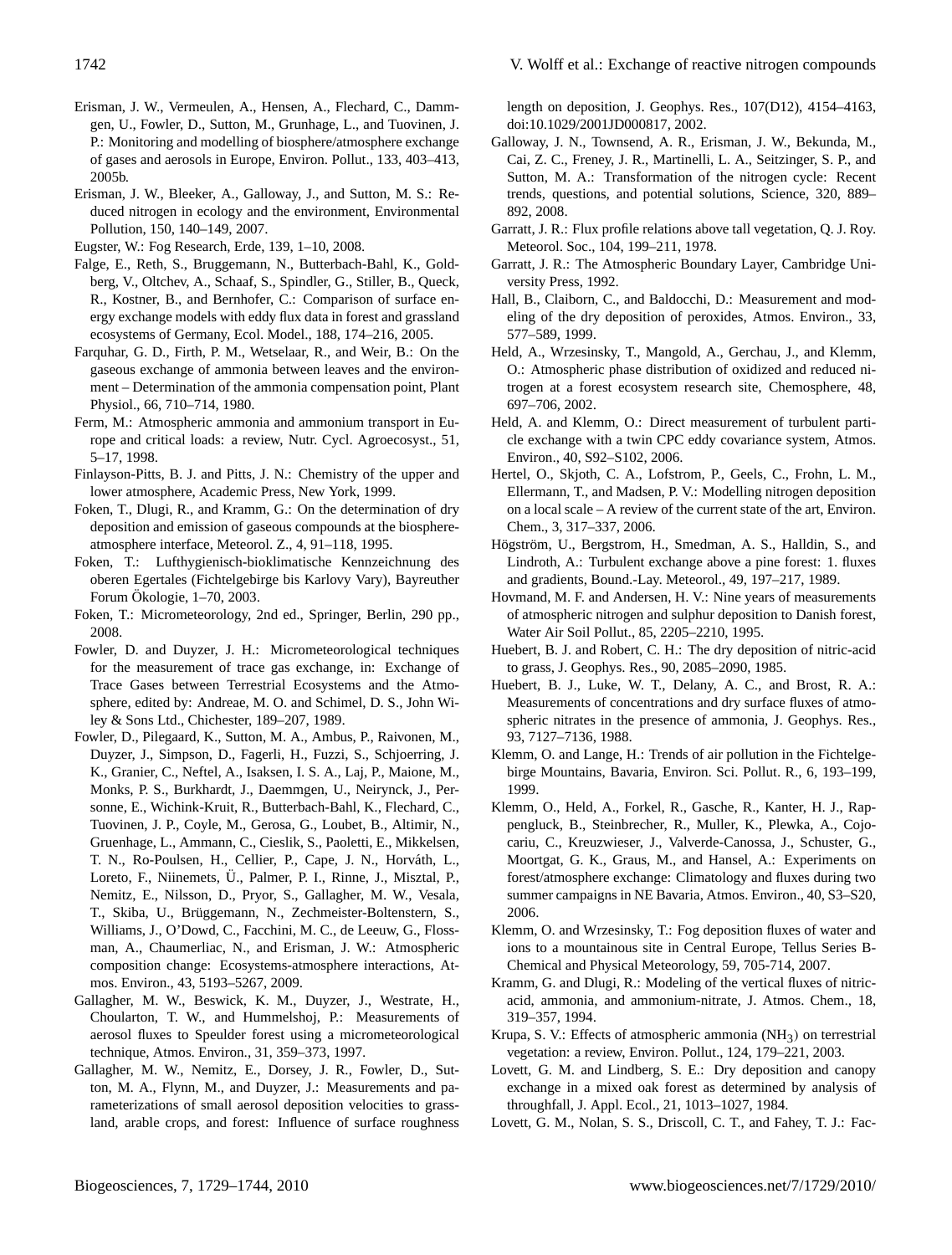Erisman, J. W., Vermeulen, A., Hensen, A., Flechard, C., Dammgen, U., Fowler, D., Sutton, M., Grunhage, L., and Tuovinen, J. P.: Monitoring and modelling of biosphere/atmosphere exchange of gases and aerosols in Europe, Environ. Pollut., 133, 403–413, 2005b.

Erisman, J. W., Bleeker, A., Galloway, J., and Sutton, M. S.: Reduced nitrogen in ecology and the environment, Environmental Pollution, 150, 140–149, 2007.

Eugster, W.: Fog Research, Erde, 139, 1–10, 2008.

Falge, E., Reth, S., Bruggemann, N., Butterbach-Bahl, K., Goldberg, V., Oltchev, A., Schaaf, S., Spindler, G., Stiller, B., Queck, R., Kostner, B., and Bernhofer, C.: Comparison of surface energy exchange models with eddy flux data in forest and grassland ecosystems of Germany, Ecol. Model., 188, 174–216, 2005.

Farquhar, G. D., Firth, P. M., Wetselaar, R., and Weir, B.: On the gaseous exchange of ammonia between leaves and the environment – Determination of the ammonia compensation point, Plant Physiol., 66, 710–714, 1980.

Ferm, M.: Atmospheric ammonia and ammonium transport in Europe and critical loads: a review, Nutr. Cycl. Agroecosyst., 51, 5–17, 1998.

Finlayson-Pitts, B. J. and Pitts, J. N.: Chemistry of the upper and lower atmosphere, Academic Press, New York, 1999.

Foken, T., Dlugi, R., and Kramm, G.: On the determination of dry deposition and emission of gaseous compounds at the biosphere-atmosphere interface, Meteorol. Z., 4, 91–118, 1995.

Foken, T.: Lufthygienisch-bioklimatische Kennzeichnung des oberen Egertales (Fichtelgebirge bis Karlovy Vary), Bayreuther Forum Ökologie, 1–70, 2003.

Foken, T.: Micrometeorology, 2nd ed., Springer, Berlin, 290 pp., 2008.

Fowler, D. and Duyzer, J. H.: Micrometeorological techniques for the measurement of trace gas exchange, in: Exchange of Trace Gases between Terrestrial Ecosystems and the Atmosphere, edited by: Andreae, M. O. and Schimel, D. S., John Wiley & Sons Ltd., Chichester, 189–207, 1989.

Fowler, D., Pilegaard, K., Sutton, M. A., Ambus, P., Raivonen, M., Duyzer, J., Simpson, D., Fagerli, H., Fuzzi, S., Schjoerring, J. K., Granier, C., Neftel, A., Isaksen, I. S. A., Laj, P., Maione, M., Monks, P. S., Burkhardt, J., Daemmgen, U., Neirynck, J., Personne, E., Wichink-Kruit, R., Butterbach-Bahl, K., Flechard, C., Tuovinen, J. P., Coyle, M., Gerosa, G., Loubet, B., Altimir, N., Gruenhage, L., Ammann, C., Cieslik, S., Paoletti, E., Mikkelsen, T. N., Ro-Poulsen, H., Cellier, P., Cape, J. N., Horváth, L., Loreto, F., Niinemets, Ü., Palmer, P. I., Rinne, J., Misztal, P., Nemitz, E., Nilsson, D., Pryor, S., Gallagher, M. W., Vesala, T., Skiba, U., Brüggemann, N., Zechmeister-Boltenstern, S., Williams, J., O'Dowd, C., Facchini, M. C., de Leeuw, G., Flossman, A., Chaumerliac, N., and Erisman, J. W.: Atmospheric composition change: Ecosystems-atmosphere interactions, Atmos. Environ., 43, 5193–5267, 2009.

Gallagher, M. W., Beswick, K. M., Duyzer, J., Westrate, H., Choularton, T. W., and Hummelshoj, P.: Measurements of aerosol fluxes to Speulder forest using a micrometeorological technique, Atmos. Environ., 31, 359–373, 1997.

Gallagher, M. W., Nemitz, E., Dorsey, J. R., Fowler, D., Sutton, M. A., Flynn, M., and Duyzer, J.: Measurements and parameterizations of small aerosol deposition velocities to grassland, arable crops, and forest: Influence of surface roughness length on deposition, J. Geophys. Res., 107(D12), 4154–4163, doi:10.1029/2001JD000817, 2002.

Galloway, J. N., Townsend, A. R., Erisman, J. W., Bekunda, M., Cai, Z. C., Freney, J. R., Martinelli, L. A., Seitzinger, S. P., and Sutton, M. A.: Transformation of the nitrogen cycle: Recent trends, questions, and potential solutions, Science, 320, 889–892, 2008.

Garratt, J. R.: Flux profile relations above tall vegetation, Q. J. Roy. Meteorol. Soc., 104, 199–211, 1978.

Garratt, J. R.: The Atmospheric Boundary Layer, Cambridge University Press, 1992.

Hall, B., Claiborn, C., and Baldocchi, D.: Measurement and modeling of the dry deposition of peroxides, Atmos. Environ., 33, 577–589, 1999.

Held, A., Wrzesinsky, T., Mangold, A., Gerchau, J., and Klemm, O.: Atmospheric phase distribution of oxidized and reduced nitrogen at a forest ecosystem research site, Chemosphere, 48, 697–706, 2002.

Held, A. and Klemm, O.: Direct measurement of turbulent particle exchange with a twin CPC eddy covariance system, Atmos. Environ., 40, S92–S102, 2006.

Hertel, O., Skjoth, C. A., Lofstrom, P., Geels, C., Frohn, L. M., Ellermann, T., and Madsen, P. V.: Modelling nitrogen deposition on a local scale – A review of the current state of the art, Environ. Chem., 3, 317–337, 2006.

Högström, U., Bergstrom, H., Smedman, A. S., Halldin, S., and Lindroth, A.: Turbulent exchange above a pine forest: 1. fluxes and gradients, Bound.-Lay. Meteorol., 49, 197–217, 1989.

Hovmand, M. F. and Andersen, H. V.: Nine years of measurements of atmospheric nitrogen and sulphur deposition to Danish forest, Water Air Soil Pollut., 85, 2205–2210, 1995.

Huebert, B. J. and Robert, C. H.: The dry deposition of nitric-acid to grass, J. Geophys. Res., 90, 2085–2090, 1985.

Huebert, B. J., Luke, W. T., Delany, A. C., and Brost, R. A.: Measurements of concentrations and dry surface fluxes of atmospheric nitrates in the presence of ammonia, J. Geophys. Res., 93, 7127–7136, 1988.

Klemm, O. and Lange, H.: Trends of air pollution in the Fichtelgebirge Mountains, Bavaria, Environ. Sci. Pollut. R., 6, 193–199, 1999.

Klemm, O., Held, A., Forkel, R., Gasche, R., Kanter, H. J., Rappengluck, B., Steinbrecher, R., Muller, K., Plewka, A., Cojocariu, C., Kreuzwieser, J., Valverde-Canossa, J., Schuster, G., Moortgat, G. K., Graus, M., and Hansel, A.: Experiments on forest/atmosphere exchange: Climatology and fluxes during two summer campaigns in NE Bavaria, Atmos. Environ., 40, S3–S20, 2006.

Klemm, O. and Wrzesinsky, T.: Fog deposition fluxes of water and ions to a mountainous site in Central Europe, Tellus Series B-Chemical and Physical Meteorology, 59, 705-714, 2007.

Kramm, G. and Dlugi, R.: Modeling of the vertical fluxes of nitric-acid, ammonia, and ammonium-nitrate, J. Atmos. Chem., 18, 319–357, 1994.

Krupa, S. V.: Effects of atmospheric ammonia ($NH_3$) on terrestrial vegetation: a review, Environ. Pollut., 124, 179–221, 2003.

Lovett, G. M. and Lindberg, S. E.: Dry deposition and canopy exchange in a mixed oak forest as determined by analysis of throughfall, J. Appl. Ecol., 21, 1013–1027, 1984.

Lovett, G. M., Nolan, S. S., Driscoll, C. T., and Fahey, T. J.: Fac-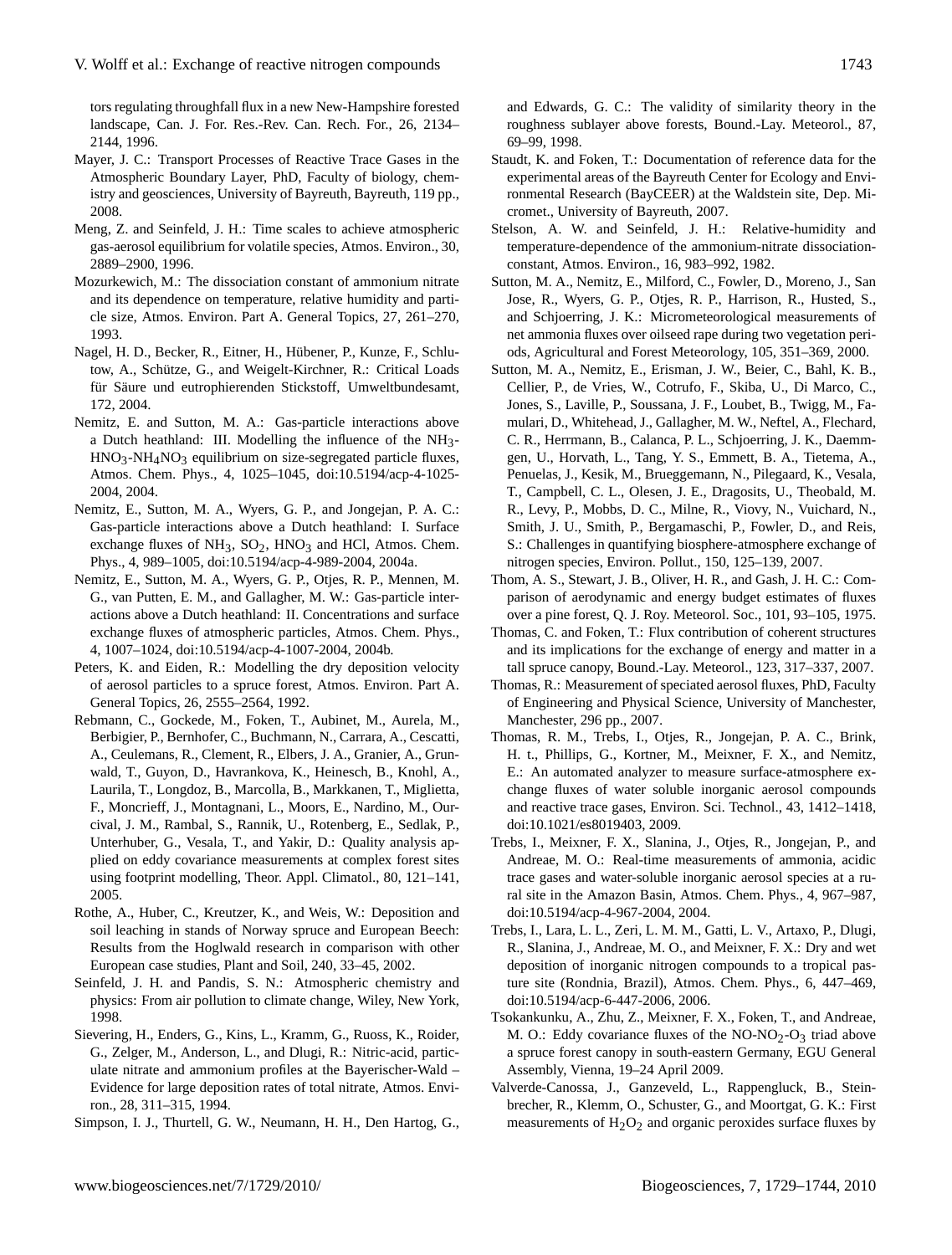tors regulating throughfall flux in a new New-Hampshire forested landscape, Can. J. For. Res.-Rev. Can. Rech. For., 26, 2134–2144, 1996.

Mayer, J. C.: Transport Processes of Reactive Trace Gases in the Atmospheric Boundary Layer, PhD, Faculty of biology, chemistry and geosciences, University of Bayreuth, Bayreuth, 119 pp., 2008.

Meng, Z. and Seinfeld, J. H.: Time scales to achieve atmospheric gas-aerosol equilibrium for volatile species, Atmos. Environ., 30, 2889–2900, 1996.

Mozurkewich, M.: The dissociation constant of ammonium nitrate and its dependence on temperature, relative humidity and particle size, Atmos. Environ. Part A. General Topics, 27, 261–270, 1993.

Nagel, H. D., Becker, R., Eitner, H., Hübener, P., Kunze, F., Schlutow, A., Schütze, G., and Weigelt-Kirchner, R.: Critical Loads für Säure und eutrophierenden Stickstoff, Umweltbundesamt, 172, 2004.

Nemitz, E. and Sutton, M. A.: Gas-particle interactions above a Dutch heathland: III. Modelling the influence of the $NH_3$-$HNO_3$-$NH_4NO_3$ equilibrium on size-segregated particle fluxes, Atmos. Chem. Phys., 4, 1025–1045, doi:10.5194/acp-4-1025-2004, 2004.

Nemitz, E., Sutton, M. A., Wyers, G. P., and Jongejan, P. A. C.: Gas-particle interactions above a Dutch heathland: I. Surface exchange fluxes of $NH_3$, $SO_2$, $HNO_3$ and HCl, Atmos. Chem. Phys., 4, 989–1005, doi:10.5194/acp-4-989-2004, 2004a.

Nemitz, E., Sutton, M. A., Wyers, G. P., Otjes, R. P., Mennen, M. G., van Putten, E. M., and Gallagher, M. W.: Gas-particle interactions above a Dutch heathland: II. Concentrations and surface exchange fluxes of atmospheric particles, Atmos. Chem. Phys., 4, 1007–1024, doi:10.5194/acp-4-1007-2004, 2004b.

Peters, K. and Eiden, R.: Modelling the dry deposition velocity of aerosol particles to a spruce forest, Atmos. Environ. Part A. General Topics, 26, 2555–2564, 1992.

Rebmann, C., Gockede, M., Foken, T., Aubinet, M., Aurela, M., Berbigier, P., Bernhofer, C., Buchmann, N., Carrara, A., Cescatti, A., Ceulemans, R., Clement, R., Elbers, J. A., Granier, A., Grunwald, T., Guyon, D., Havrankova, K., Heinesch, B., Knohl, A., Laurila, T., Longdoz, B., Marcolla, B., Markkanen, T., Miglietta, F., Moncrieff, J., Montagnani, L., Moors, E., Nardino, M., Ourcival, J. M., Rambal, S., Rannik, U., Rotenberg, E., Sedlak, P., Unterhuber, G., Vesala, T., and Yakir, D.: Quality analysis applied on eddy covariance measurements at complex forest sites using footprint modelling, Theor. Appl. Climatol., 80, 121–141, 2005.

Rothe, A., Huber, C., Kreutzer, K., and Weis, W.: Deposition and soil leaching in stands of Norway spruce and European Beech: Results from the Hoglwald research in comparison with other European case studies, Plant and Soil, 240, 33–45, 2002.

Seinfeld, J. H. and Pandis, S. N.: Atmospheric chemistry and physics: From air pollution to climate change, Wiley, New York, 1998.

Sievering, H., Enders, G., Kins, L., Kramm, G., Ruoss, K., Roider, G., Zelger, M., Anderson, L., and Dlugi, R.: Nitric-acid, particulate nitrate and ammonium profiles at the Bayerischer-Wald – Evidence for large deposition rates of total nitrate, Atmos. Environ., 28, 311–315, 1994.

Simpson, I. J., Thurtell, G. W., Neumann, H. H., Den Hartog, G., and Edwards, G. C.: The validity of similarity theory in the roughness sublayer above forests, Bound.-Lay. Meteorol., 87, 69–99, 1998.

Staudt, K. and Foken, T.: Documentation of reference data for the experimental areas of the Bayreuth Center for Ecology and Environmental Research (BayCEER) at the Waldstein site, Dep. Micromet., University of Bayreuth, 2007.

Stelson, A. W. and Seinfeld, J. H.: Relative-humidity and temperature-dependence of the ammonium-nitrate dissociation-constant, Atmos. Environ., 16, 983–992, 1982.

Sutton, M. A., Nemitz, E., Milford, C., Fowler, D., Moreno, J., San Jose, R., Wyers, G. P., Otjes, R. P., Harrison, R., Husted, S., and Schjoerring, J. K.: Micrometeorological measurements of net ammonia fluxes over oilseed rape during two vegetation periods, Agricultural and Forest Meteorology, 105, 351–369, 2000.

Sutton, M. A., Nemitz, E., Erisman, J. W., Beier, C., Bahl, K. B., Cellier, P., de Vries, W., Cotrufo, F., Skiba, U., Di Marco, C., Jones, S., Laville, P., Soussana, J. F., Loubet, B., Twigg, M., Famulari, D., Whitehead, J., Gallagher, M. W., Neftel, A., Flechard, C. R., Herrmann, B., Calanca, P. L., Schjoerring, J. K., Daemmgen, U., Horvath, L., Tang, Y. S., Emmett, B. A., Tietema, A., Penuelas, J., Kesik, M., Brueggemann, N., Pilegaard, K., Vesala, T., Campbell, C. L., Olesen, J. E., Dragosits, U., Theobald, M. R., Levy, P., Mobbs, D. C., Milne, R., Viovy, N., Vuichard, N., Smith, J. U., Smith, P., Bergamaschi, P., Fowler, D., and Reis, S.: Challenges in quantifying biosphere-atmosphere exchange of nitrogen species, Environ. Pollut., 150, 125–139, 2007.

Thom, A. S., Stewart, J. B., Oliver, H. R., and Gash, J. H. C.: Comparison of aerodynamic and energy budget estimates of fluxes over a pine forest, Q. J. Roy. Meteorol. Soc., 101, 93–105, 1975.

Thomas, C. and Foken, T.: Flux contribution of coherent structures and its implications for the exchange of energy and matter in a tall spruce canopy, Bound.-Lay. Meteorol., 123, 317–337, 2007.

Thomas, R.: Measurement of speciated aerosol fluxes, PhD, Faculty of Engineering and Physical Science, University of Manchester, Manchester, 296 pp., 2007.

Thomas, R. M., Trebs, I., Otjes, R., Jongejan, P. A. C., Brink, H. t., Phillips, G., Kortner, M., Meixner, F. X., and Nemitz, E.: An automated analyzer to measure surface-atmosphere exchange fluxes of water soluble inorganic aerosol compounds and reactive trace gases, Environ. Sci. Technol., 43, 1412–1418, doi:10.1021/es8019403, 2009.

Trebs, I., Meixner, F. X., Slanina, J., Otjes, R., Jongejan, P., and Andreae, M. O.: Real-time measurements of ammonia, acidic trace gases and water-soluble inorganic aerosol species at a rural site in the Amazon Basin, Atmos. Chem. Phys., 4, 967–987, doi:10.5194/acp-4-967-2004, 2004.

Trebs, I., Lara, L. L., Zeri, L. M. M., Gatti, L. V., Artaxo, P., Dlugi, R., Slanina, J., Andreae, M. O., and Meixner, F. X.: Dry and wet deposition of inorganic nitrogen compounds to a tropical pasture site (Rondnia, Brazil), Atmos. Chem. Phys., 6, 447–469, doi:10.5194/acp-6-447-2006, 2006.

Tsokankunku, A., Zhu, Z., Meixner, F. X., Foken, T., and Andreae, M. O.: Eddy covariance fluxes of the NO-$NO_2$-$O_3$ triad above a spruce forest canopy in south-eastern Germany, EGU General Assembly, Vienna, 19–24 April 2009.

Valverde-Canossa, J., Ganzeveld, L., Rappengluck, B., Steinbrecher, R., Klemm, O., Schuster, G., and Moortgat, G. K.: First measurements of $H_2O_2$ and organic peroxides surface fluxes by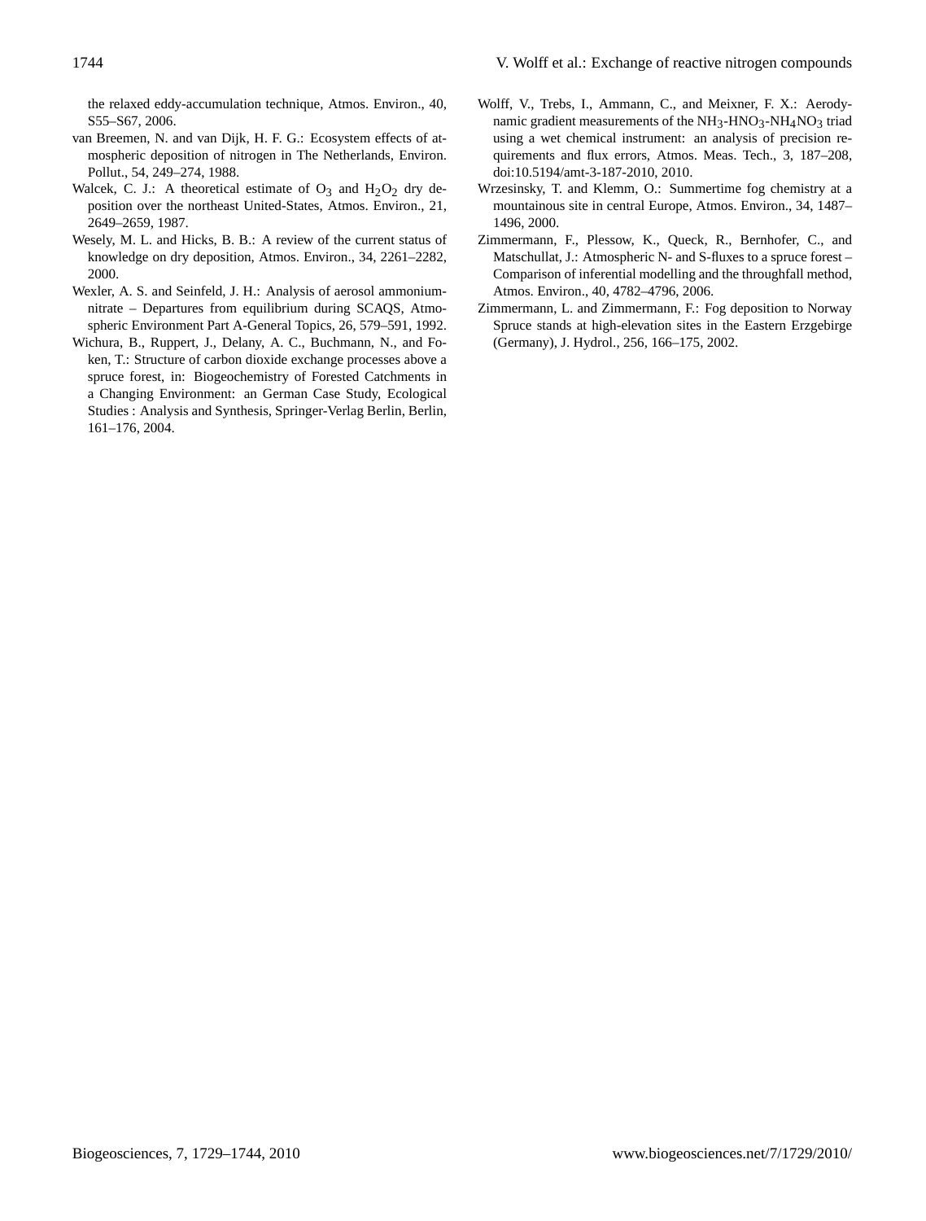the relaxed eddy-accumulation technique, Atmos. Environ., 40, S55–S67, 2006.

van Breemen, N. and van Dijk, H. F. G.: Ecosystem effects of atmospheric deposition of nitrogen in The Netherlands, Environ. Pollut., 54, 249–274, 1988.

Walcek, C. J.: A theoretical estimate of $O_3$ and $H_2O_2$ dry deposition over the northeast United-States, Atmos. Environ., 21, 2649–2659, 1987.

Wesely, M. L. and Hicks, B. B.: A review of the current status of knowledge on dry deposition, Atmos. Environ., 34, 2261–2282, 2000.

Wexler, A. S. and Seinfeld, J. H.: Analysis of aerosol ammonium-nitrate – Departures from equilibrium during SCAQS, Atmospheric Environment Part A-General Topics, 26, 579–591, 1992.

Wichura, B., Ruppert, J., Delany, A. C., Buchmann, N., and Foken, T.: Structure of carbon dioxide exchange processes above a spruce forest, in: Biogeochemistry of Forested Catchments in a Changing Environment: an German Case Study, Ecological Studies : Analysis and Synthesis, Springer-Verlag Berlin, Berlin, 161–176, 2004.

Wolff, V., Trebs, I., Ammann, C., and Meixner, F. X.: Aerodynamic gradient measurements of the $NH_3$-$HNO_3$-$NH_4NO_3$ triad using a wet chemical instrument: an analysis of precision requirements and flux errors, Atmos. Meas. Tech., 3, 187–208, doi:10.5194/amt-3-187-2010, 2010.

Wrzesinsky, T. and Klemm, O.: Summertime fog chemistry at a mountainous site in central Europe, Atmos. Environ., 34, 1487–1496, 2000.

Zimmermann, F., Plessow, K., Queck, R., Bernhofer, C., and Matschullat, J.: Atmospheric N- and S-fluxes to a spruce forest – Comparison of inferential modelling and the throughfall method, Atmos. Environ., 40, 4782–4796, 2006.

Zimmermann, L. and Zimmermann, F.: Fog deposition to Norway Spruce stands at high-elevation sites in the Eastern Erzgebirge (Germany), J. Hydrol., 256, 166–175, 2002.